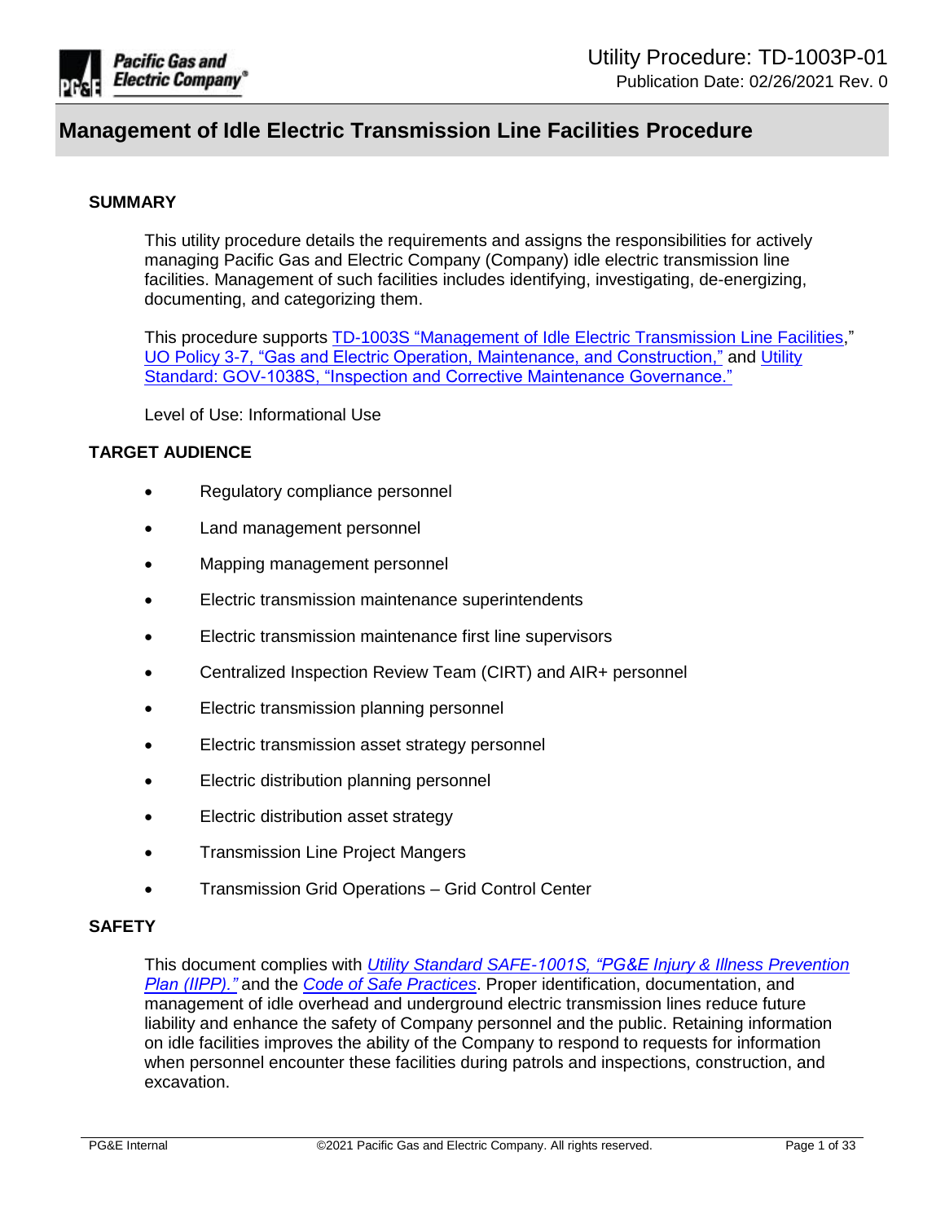Utility Procedure: TD-1003P-01
Publication Date: 02/26/2021 Rev. 0

# Management of Idle Electric Transmission Line Facilities Procedure

## SUMMARY

This utility procedure details the requirements and assigns the responsibilities for actively managing Pacific Gas and Electric Company (Company) idle electric transmission line facilities. Management of such facilities includes identifying, investigating, de-energizing, documenting, and categorizing them.

This procedure supports TD-1003S "Management of Idle Electric Transmission Line Facilities," UO Policy 3-7, "Gas and Electric Operation, Maintenance, and Construction," and Utility Standard: GOV-1038S, "Inspection and Corrective Maintenance Governance."

Level of Use: Informational Use

## TARGET AUDIENCE

- Regulatory compliance personnel
- Land management personnel
- Mapping management personnel
- Electric transmission maintenance superintendents
- Electric transmission maintenance first line supervisors
- Centralized Inspection Review Team (CIRT) and AIR+ personnel
- Electric transmission planning personnel
- Electric transmission asset strategy personnel
- Electric distribution planning personnel
- Electric distribution asset strategy
- Transmission Line Project Mangers
- Transmission Grid Operations – Grid Control Center

## SAFETY

This document complies with *Utility Standard SAFE-1001S, "PG&E Injury & Illness Prevention Plan (IIPP)."* and the *Code of Safe Practices*. Proper identification, documentation, and management of idle overhead and underground electric transmission lines reduce future liability and enhance the safety of Company personnel and the public. Retaining information on idle facilities improves the ability of the Company to respond to requests for information when personnel encounter these facilities during patrols and inspections, construction, and excavation.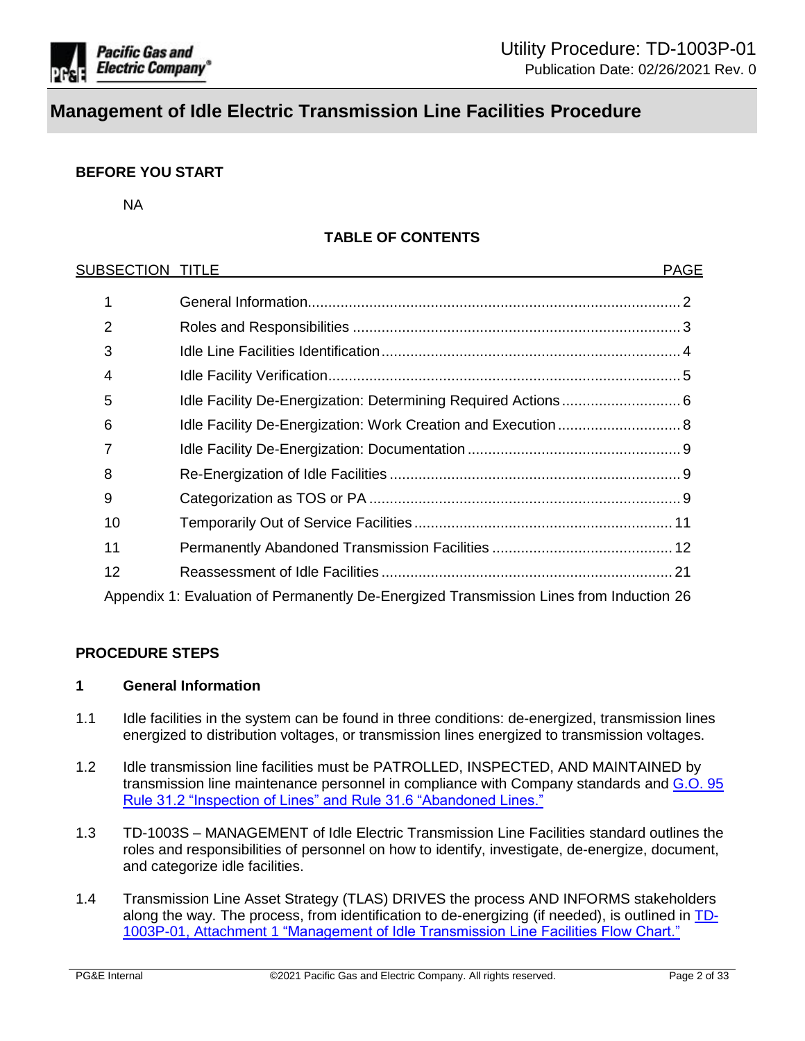# Management of Idle Electric Transmission Line Facilities Procedure

**BEFORE YOU START**

NA

**TABLE OF CONTENTS**

| SUBSECTION | TITLE | PAGE |
|---|---|---|
| 1 | General Information | 2 |
| 2 | Roles and Responsibilities | 3 |
| 3 | Idle Line Facilities Identification | 4 |
| 4 | Idle Facility Verification | 5 |
| 5 | Idle Facility De-Energization: Determining Required Actions | 6 |
| 6 | Idle Facility De-Energization: Work Creation and Execution | 8 |
| 7 | Idle Facility De-Energization: Documentation | 9 |
| 8 | Re-Energization of Idle Facilities | 9 |
| 9 | Categorization as TOS or PA | 9 |
| 10 | Temporarily Out of Service Facilities | 11 |
| 11 | Permanently Abandoned Transmission Facilities | 12 |
| 12 | Reassessment of Idle Facilities | 21 |
| Appendix 1: Evaluation of Permanently De-Energized Transmission Lines from Induction | | 26 |

**PROCEDURE STEPS**

## 1 General Information

1.1 Idle facilities in the system can be found in three conditions: de-energized, transmission lines energized to distribution voltages, or transmission lines energized to transmission voltages.

1.2 Idle transmission line facilities must be PATROLLED, INSPECTED, AND MAINTAINED by transmission line maintenance personnel in compliance with Company standards and G.O. 95 Rule 31.2 "Inspection of Lines" and Rule 31.6 "Abandoned Lines."

1.3 TD-1003S – MANAGEMENT of Idle Electric Transmission Line Facilities standard outlines the roles and responsibilities of personnel on how to identify, investigate, de-energize, document, and categorize idle facilities.

1.4 Transmission Line Asset Strategy (TLAS) DRIVES the process AND INFORMS stakeholders along the way. The process, from identification to de-energizing (if needed), is outlined in TD-1003P-01, Attachment 1 "Management of Idle Transmission Line Facilities Flow Chart."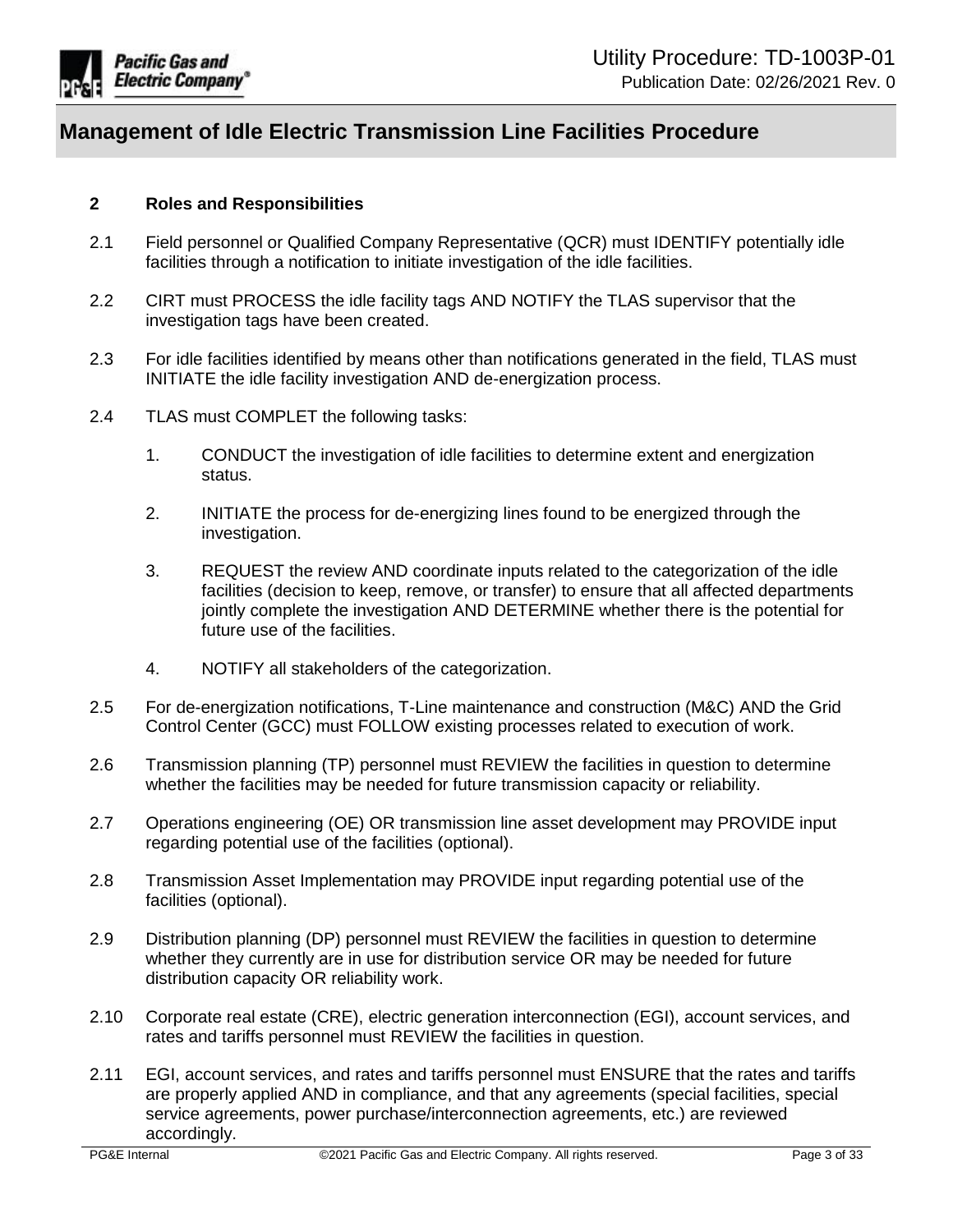## 2 Roles and Responsibilities

2.1 Field personnel or Qualified Company Representative (QCR) must IDENTIFY potentially idle facilities through a notification to initiate investigation of the idle facilities.

2.2 CIRT must PROCESS the idle facility tags AND NOTIFY the TLAS supervisor that the investigation tags have been created.

2.3 For idle facilities identified by means other than notifications generated in the field, TLAS must INITIATE the idle facility investigation AND de-energization process.

2.4 TLAS must COMPLET the following tasks:

1. CONDUCT the investigation of idle facilities to determine extent and energization status.
2. INITIATE the process for de-energizing lines found to be energized through the investigation.
3. REQUEST the review AND coordinate inputs related to the categorization of the idle facilities (decision to keep, remove, or transfer) to ensure that all affected departments jointly complete the investigation AND DETERMINE whether there is the potential for future use of the facilities.
4. NOTIFY all stakeholders of the categorization.

2.5 For de-energization notifications, T-Line maintenance and construction (M&C) AND the Grid Control Center (GCC) must FOLLOW existing processes related to execution of work.

2.6 Transmission planning (TP) personnel must REVIEW the facilities in question to determine whether the facilities may be needed for future transmission capacity or reliability.

2.7 Operations engineering (OE) OR transmission line asset development may PROVIDE input regarding potential use of the facilities (optional).

2.8 Transmission Asset Implementation may PROVIDE input regarding potential use of the facilities (optional).

2.9 Distribution planning (DP) personnel must REVIEW the facilities in question to determine whether they currently are in use for distribution service OR may be needed for future distribution capacity OR reliability work.

2.10 Corporate real estate (CRE), electric generation interconnection (EGI), account services, and rates and tariffs personnel must REVIEW the facilities in question.

2.11 EGI, account services, and rates and tariffs personnel must ENSURE that the rates and tariffs are properly applied AND in compliance, and that any agreements (special facilities, special service agreements, power purchase/interconnection agreements, etc.) are reviewed accordingly.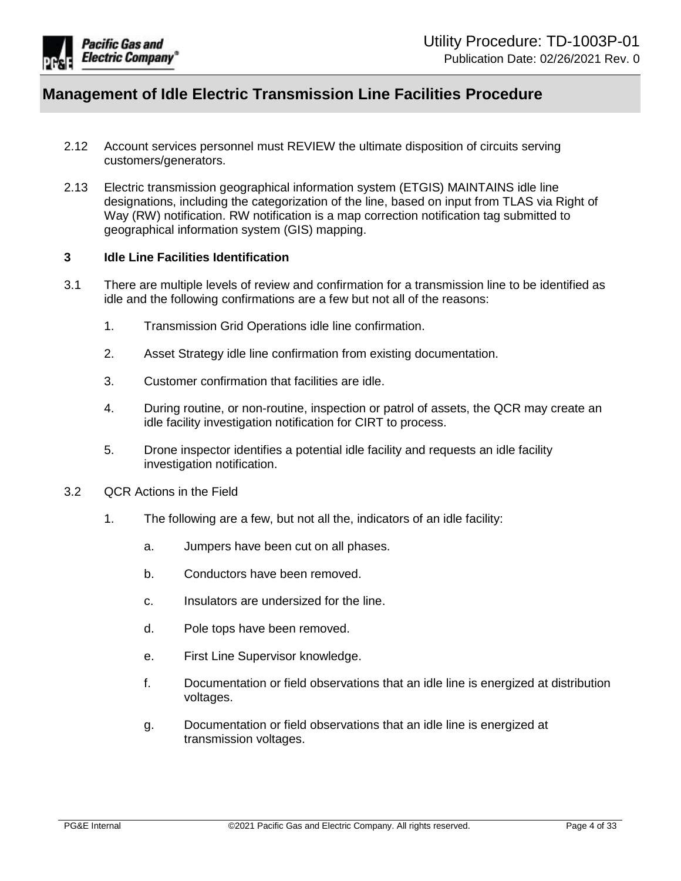2.12 Account services personnel must REVIEW the ultimate disposition of circuits serving customers/generators.

2.13 Electric transmission geographical information system (ETGIS) MAINTAINS idle line designations, including the categorization of the line, based on input from TLAS via Right of Way (RW) notification. RW notification is a map correction notification tag submitted to geographical information system (GIS) mapping.

## 3 Idle Line Facilities Identification

3.1 There are multiple levels of review and confirmation for a transmission line to be identified as idle and the following confirmations are a few but not all of the reasons:

1. Transmission Grid Operations idle line confirmation.
2. Asset Strategy idle line confirmation from existing documentation.
3. Customer confirmation that facilities are idle.
4. During routine, or non-routine, inspection or patrol of assets, the QCR may create an idle facility investigation notification for CIRT to process.
5. Drone inspector identifies a potential idle facility and requests an idle facility investigation notification.

3.2 QCR Actions in the Field

1. The following are a few, but not all the, indicators of an idle facility:
   a. Jumpers have been cut on all phases.
   b. Conductors have been removed.
   c. Insulators are undersized for the line.
   d. Pole tops have been removed.
   e. First Line Supervisor knowledge.
   f. Documentation or field observations that an idle line is energized at distribution voltages.
   g. Documentation or field observations that an idle line is energized at transmission voltages.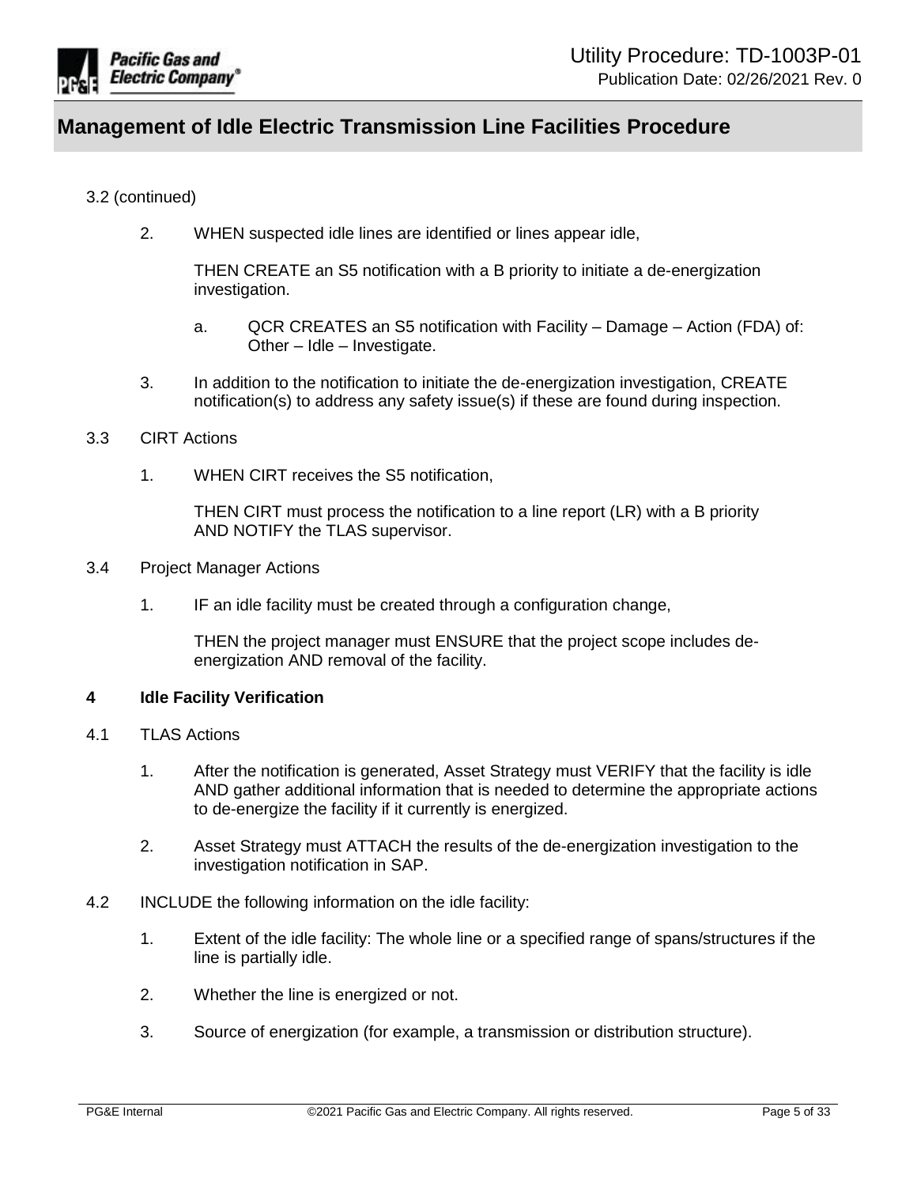3.2 (continued)

2. WHEN suspected idle lines are identified or lines appear idle,

   THEN CREATE an S5 notification with a B priority to initiate a de-energization investigation.

   a. QCR CREATES an S5 notification with Facility – Damage – Action (FDA) of: Other – Idle – Investigate.

3. In addition to the notification to initiate the de-energization investigation, CREATE notification(s) to address any safety issue(s) if these are found during inspection.

3.3 CIRT Actions

1. WHEN CIRT receives the S5 notification,

   THEN CIRT must process the notification to a line report (LR) with a B priority AND NOTIFY the TLAS supervisor.

3.4 Project Manager Actions

1. IF an idle facility must be created through a configuration change,

   THEN the project manager must ENSURE that the project scope includes de-energization AND removal of the facility.

## 4 Idle Facility Verification

4.1 TLAS Actions

1. After the notification is generated, Asset Strategy must VERIFY that the facility is idle AND gather additional information that is needed to determine the appropriate actions to de-energize the facility if it currently is energized.

2. Asset Strategy must ATTACH the results of the de-energization investigation to the investigation notification in SAP.

4.2 INCLUDE the following information on the idle facility:

1. Extent of the idle facility: The whole line or a specified range of spans/structures if the line is partially idle.

2. Whether the line is energized or not.

3. Source of energization (for example, a transmission or distribution structure).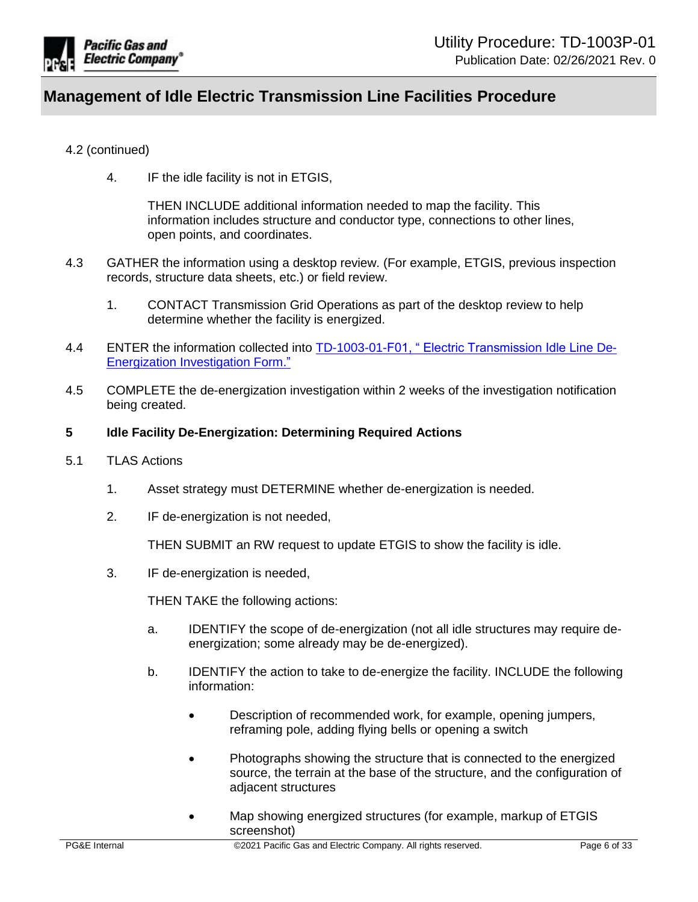4.2 (continued)

4. IF the idle facility is not in ETGIS,

   THEN INCLUDE additional information needed to map the facility. This information includes structure and conductor type, connections to other lines, open points, and coordinates.

4.3 GATHER the information using a desktop review. (For example, ETGIS, previous inspection records, structure data sheets, etc.) or field review.

1. CONTACT Transmission Grid Operations as part of the desktop review to help determine whether the facility is energized.

4.4 ENTER the information collected into TD-1003-01-F01, " Electric Transmission Idle Line De-Energization Investigation Form."

4.5 COMPLETE the de-energization investigation within 2 weeks of the investigation notification being created.

## 5 Idle Facility De-Energization: Determining Required Actions

5.1 TLAS Actions

1. Asset strategy must DETERMINE whether de-energization is needed.

2. IF de-energization is not needed,

   THEN SUBMIT an RW request to update ETGIS to show the facility is idle.

3. IF de-energization is needed,

   THEN TAKE the following actions:

   a. IDENTIFY the scope of de-energization (not all idle structures may require de-energization; some already may be de-energized).

   b. IDENTIFY the action to take to de-energize the facility. INCLUDE the following information:

      - Description of recommended work, for example, opening jumpers, reframing pole, adding flying bells or opening a switch
      - Photographs showing the structure that is connected to the energized source, the terrain at the base of the structure, and the configuration of adjacent structures
      - Map showing energized structures (for example, markup of ETGIS screenshot)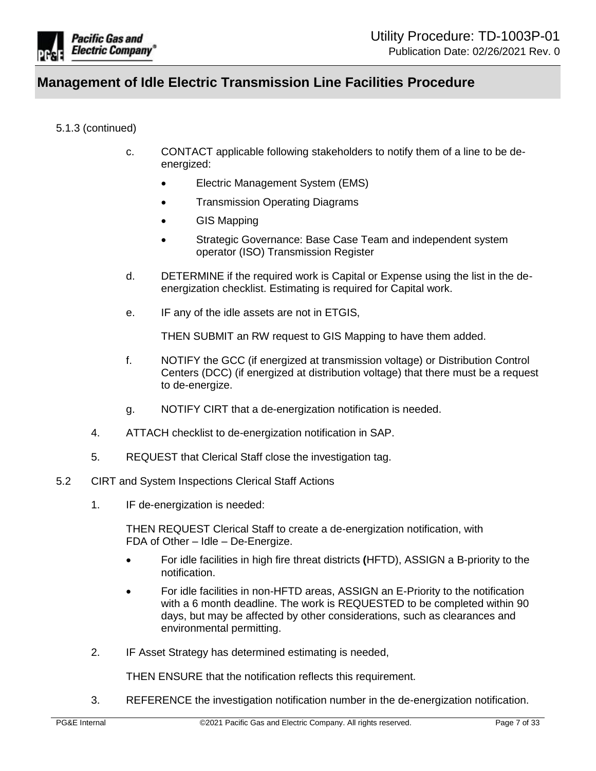5.1.3 (continued)

c. CONTACT applicable following stakeholders to notify them of a line to be de-energized:

- Electric Management System (EMS)
- Transmission Operating Diagrams
- GIS Mapping
- Strategic Governance: Base Case Team and independent system operator (ISO) Transmission Register

d. DETERMINE if the required work is Capital or Expense using the list in the de-energization checklist. Estimating is required for Capital work.

e. IF any of the idle assets are not in ETGIS,

THEN SUBMIT an RW request to GIS Mapping to have them added.

f. NOTIFY the GCC (if energized at transmission voltage) or Distribution Control Centers (DCC) (if energized at distribution voltage) that there must be a request to de-energize.

g. NOTIFY CIRT that a de-energization notification is needed.

4. ATTACH checklist to de-energization notification in SAP.

5. REQUEST that Clerical Staff close the investigation tag.

## 5.2 CIRT and System Inspections Clerical Staff Actions

1. IF de-energization is needed:

   THEN REQUEST Clerical Staff to create a de-energization notification, with FDA of Other – Idle – De-Energize.

   - For idle facilities in high fire threat districts **(**HFTD), ASSIGN a B-priority to the notification.
   - For idle facilities in non-HFTD areas, ASSIGN an E-Priority to the notification with a 6 month deadline. The work is REQUESTED to be completed within 90 days, but may be affected by other considerations, such as clearances and environmental permitting.

2. IF Asset Strategy has determined estimating is needed,

   THEN ENSURE that the notification reflects this requirement.

3. REFERENCE the investigation notification number in the de-energization notification.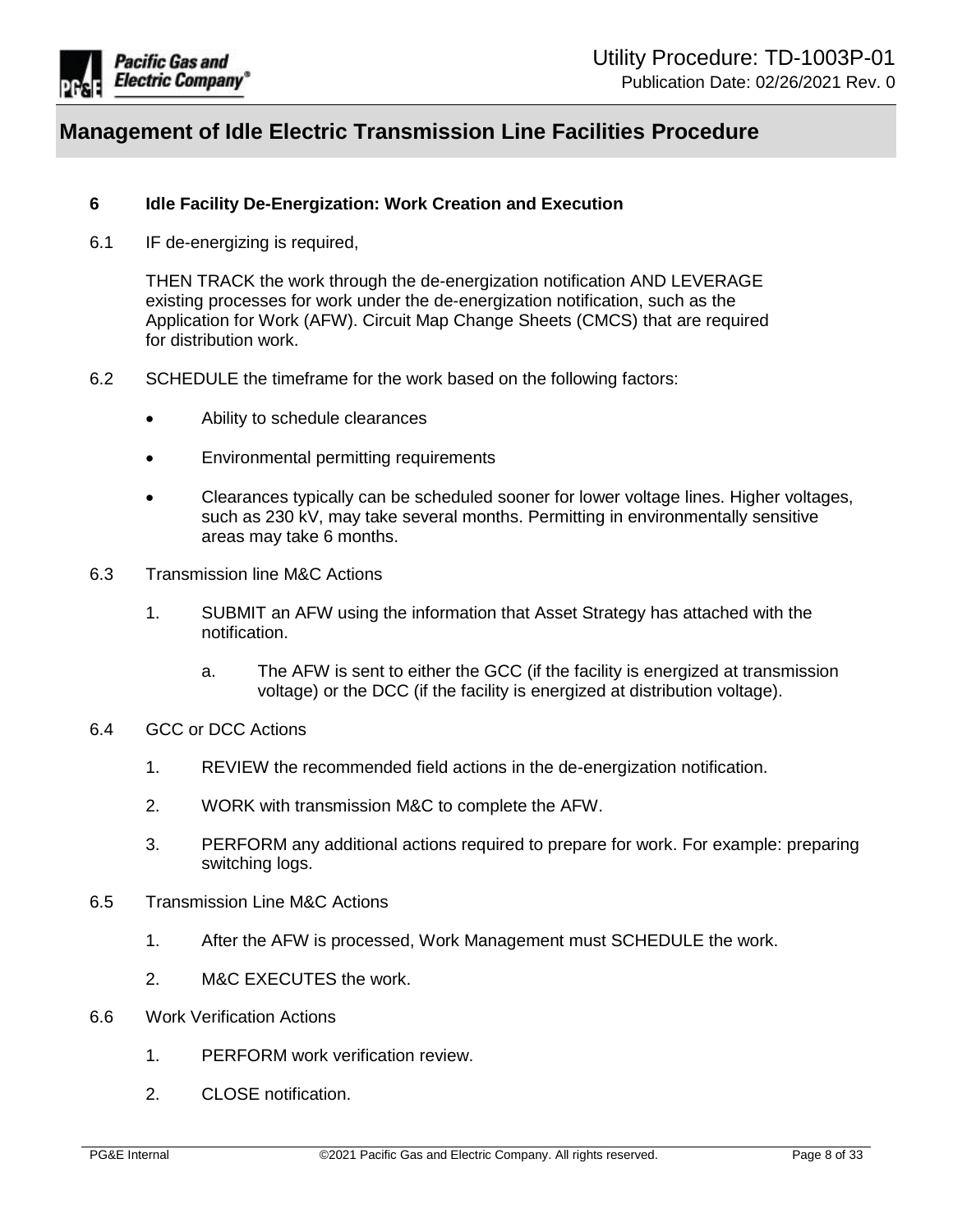## 6 Idle Facility De-Energization: Work Creation and Execution

6.1 IF de-energizing is required,

THEN TRACK the work through the de-energization notification AND LEVERAGE existing processes for work under the de-energization notification, such as the Application for Work (AFW). Circuit Map Change Sheets (CMCS) that are required for distribution work.

6.2 SCHEDULE the timeframe for the work based on the following factors:

- Ability to schedule clearances
- Environmental permitting requirements
- Clearances typically can be scheduled sooner for lower voltage lines. Higher voltages, such as 230 kV, may take several months. Permitting in environmentally sensitive areas may take 6 months.

6.3 Transmission line M&C Actions

1. SUBMIT an AFW using the information that Asset Strategy has attached with the notification.
    a. The AFW is sent to either the GCC (if the facility is energized at transmission voltage) or the DCC (if the facility is energized at distribution voltage).

6.4 GCC or DCC Actions

1. REVIEW the recommended field actions in the de-energization notification.
2. WORK with transmission M&C to complete the AFW.
3. PERFORM any additional actions required to prepare for work. For example: preparing switching logs.

6.5 Transmission Line M&C Actions

1. After the AFW is processed, Work Management must SCHEDULE the work.
2. M&C EXECUTES the work.

6.6 Work Verification Actions

1. PERFORM work verification review.
2. CLOSE notification.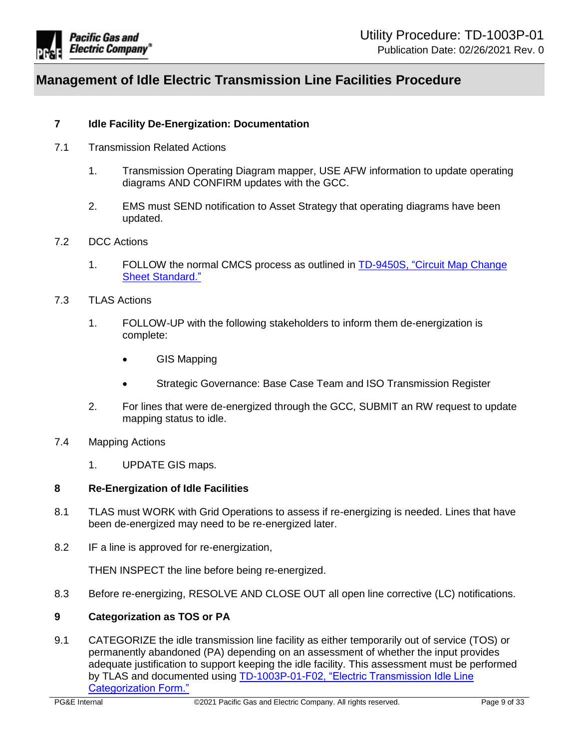## 7 Idle Facility De-Energization: Documentation

7.1 Transmission Related Actions

1. Transmission Operating Diagram mapper, USE AFW information to update operating diagrams AND CONFIRM updates with the GCC.

2. EMS must SEND notification to Asset Strategy that operating diagrams have been updated.

7.2 DCC Actions

1. FOLLOW the normal CMCS process as outlined in TD-9450S, "Circuit Map Change Sheet Standard."

7.3 TLAS Actions

1. FOLLOW-UP with the following stakeholders to inform them de-energization is complete:

   - GIS Mapping
   - Strategic Governance: Base Case Team and ISO Transmission Register

2. For lines that were de-energized through the GCC, SUBMIT an RW request to update mapping status to idle.

7.4 Mapping Actions

1. UPDATE GIS maps.

## 8 Re-Energization of Idle Facilities

8.1 TLAS must WORK with Grid Operations to assess if re-energizing is needed. Lines that have been de-energized may need to be re-energized later.

8.2 IF a line is approved for re-energization,

THEN INSPECT the line before being re-energized.

8.3 Before re-energizing, RESOLVE AND CLOSE OUT all open line corrective (LC) notifications.

## 9 Categorization as TOS or PA

9.1 CATEGORIZE the idle transmission line facility as either temporarily out of service (TOS) or permanently abandoned (PA) depending on an assessment of whether the input provides adequate justification to support keeping the idle facility. This assessment must be performed by TLAS and documented using TD-1003P-01-F02, "Electric Transmission Idle Line Categorization Form."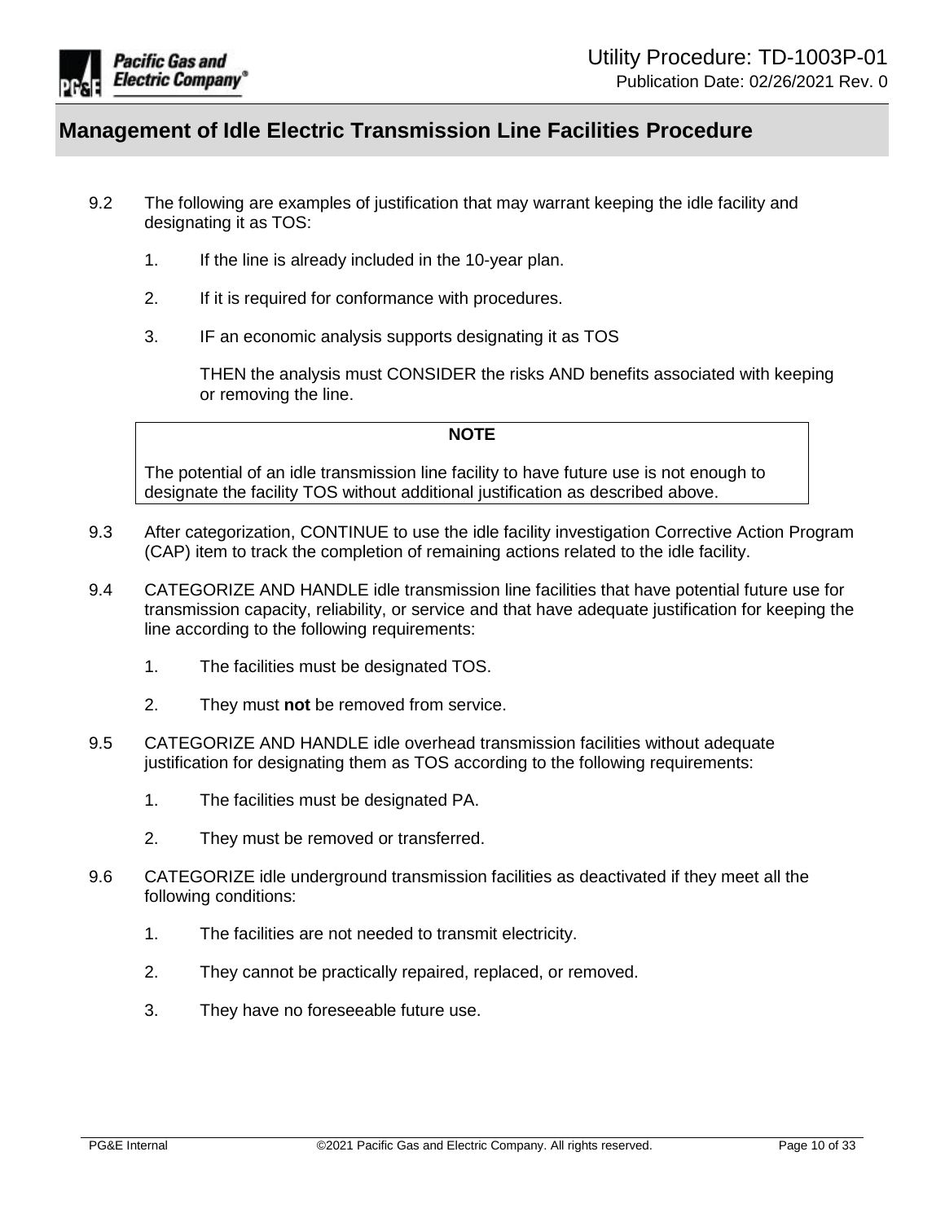9.2 The following are examples of justification that may warrant keeping the idle facility and designating it as TOS:

1. If the line is already included in the 10-year plan.
2. If it is required for conformance with procedures.
3. IF an economic analysis supports designating it as TOS

   THEN the analysis must CONSIDER the risks AND benefits associated with keeping or removing the line.

> **NOTE**
>
> The potential of an idle transmission line facility to have future use is not enough to designate the facility TOS without additional justification as described above.

9.3 After categorization, CONTINUE to use the idle facility investigation Corrective Action Program (CAP) item to track the completion of remaining actions related to the idle facility.

9.4 CATEGORIZE AND HANDLE idle transmission line facilities that have potential future use for transmission capacity, reliability, or service and that have adequate justification for keeping the line according to the following requirements:

1. The facilities must be designated TOS.
2. They must **not** be removed from service.

9.5 CATEGORIZE AND HANDLE idle overhead transmission facilities without adequate justification for designating them as TOS according to the following requirements:

1. The facilities must be designated PA.
2. They must be removed or transferred.

9.6 CATEGORIZE idle underground transmission facilities as deactivated if they meet all the following conditions:

1. The facilities are not needed to transmit electricity.
2. They cannot be practically repaired, replaced, or removed.
3. They have no foreseeable future use.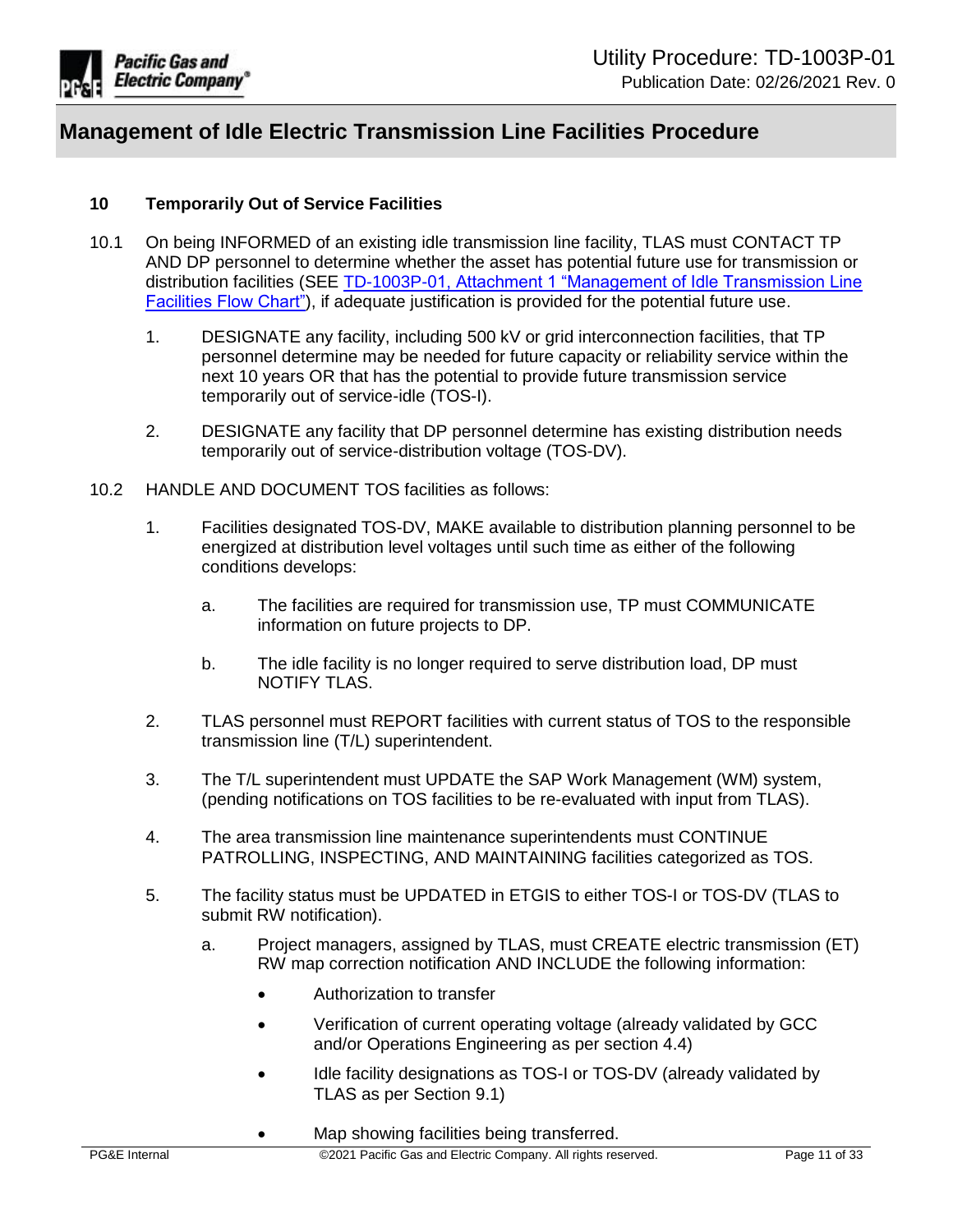## 10 Temporarily Out of Service Facilities

10.1 On being INFORMED of an existing idle transmission line facility, TLAS must CONTACT TP AND DP personnel to determine whether the asset has potential future use for transmission or distribution facilities (SEE [TD-1003P-01, Attachment 1 "Management of Idle Transmission Line Facilities Flow Chart"](#)), if adequate justification is provided for the potential future use.

1. DESIGNATE any facility, including 500 kV or grid interconnection facilities, that TP personnel determine may be needed for future capacity or reliability service within the next 10 years OR that has the potential to provide future transmission service temporarily out of service-idle (TOS-I).

2. DESIGNATE any facility that DP personnel determine has existing distribution needs temporarily out of service-distribution voltage (TOS-DV).

10.2 HANDLE AND DOCUMENT TOS facilities as follows:

1. Facilities designated TOS-DV, MAKE available to distribution planning personnel to be energized at distribution level voltages until such time as either of the following conditions develops:

   a. The facilities are required for transmission use, TP must COMMUNICATE information on future projects to DP.

   b. The idle facility is no longer required to serve distribution load, DP must NOTIFY TLAS.

2. TLAS personnel must REPORT facilities with current status of TOS to the responsible transmission line (T/L) superintendent.

3. The T/L superintendent must UPDATE the SAP Work Management (WM) system, (pending notifications on TOS facilities to be re-evaluated with input from TLAS).

4. The area transmission line maintenance superintendents must CONTINUE PATROLLING, INSPECTING, AND MAINTAINING facilities categorized as TOS.

5. The facility status must be UPDATED in ETGIS to either TOS-I or TOS-DV (TLAS to submit RW notification).

   a. Project managers, assigned by TLAS, must CREATE electric transmission (ET) RW map correction notification AND INCLUDE the following information:

      - Authorization to transfer
      - Verification of current operating voltage (already validated by GCC and/or Operations Engineering as per section 4.4)
      - Idle facility designations as TOS-I or TOS-DV (already validated by TLAS as per Section 9.1)
      - Map showing facilities being transferred.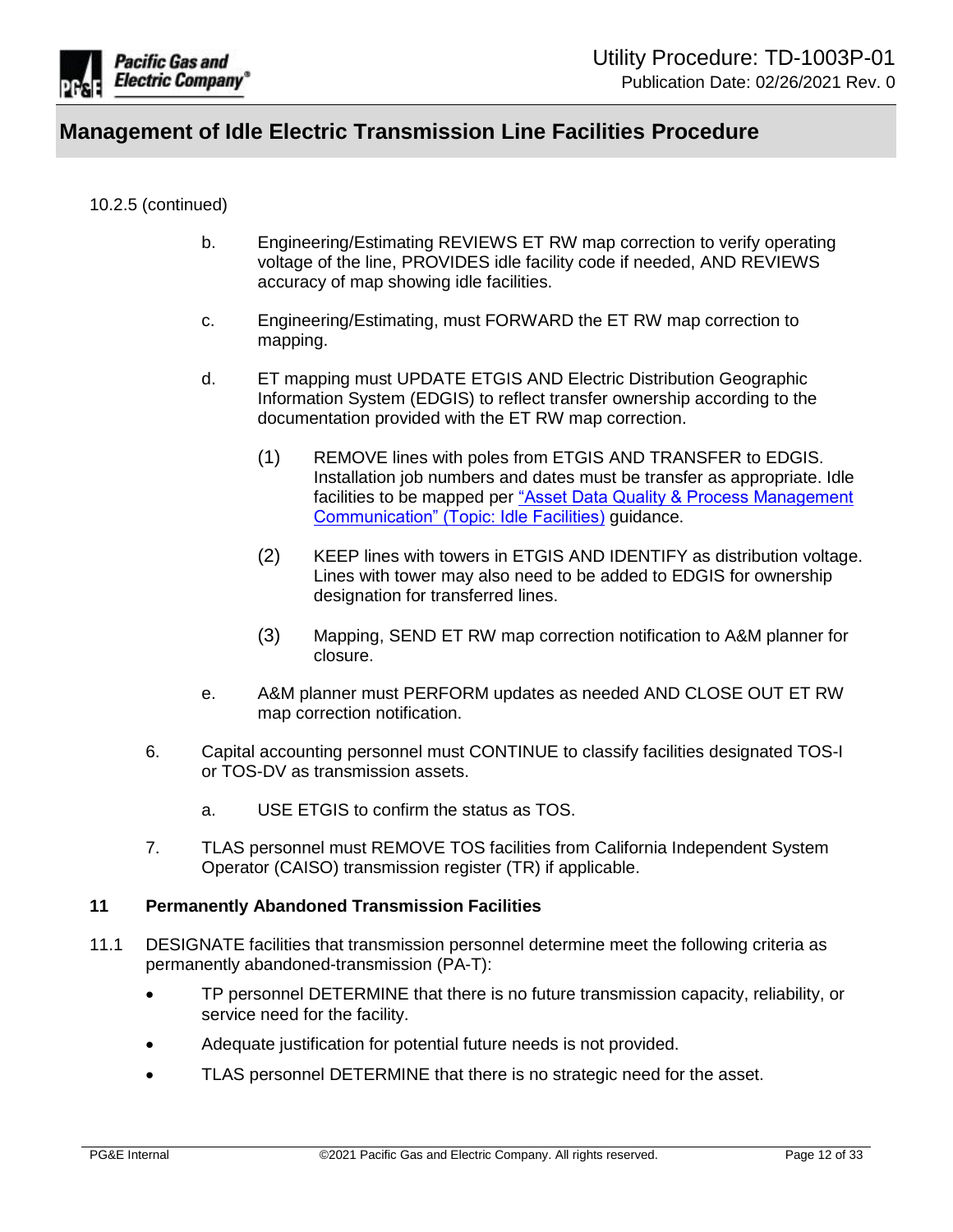10.2.5 (continued)

b. Engineering/Estimating REVIEWS ET RW map correction to verify operating voltage of the line, PROVIDES idle facility code if needed, AND REVIEWS accuracy of map showing idle facilities.

c. Engineering/Estimating, must FORWARD the ET RW map correction to mapping.

d. ET mapping must UPDATE ETGIS AND Electric Distribution Geographic Information System (EDGIS) to reflect transfer ownership according to the documentation provided with the ET RW map correction.

   (1) REMOVE lines with poles from ETGIS AND TRANSFER to EDGIS. Installation job numbers and dates must be transfer as appropriate. Idle facilities to be mapped per [“Asset Data Quality & Process Management Communication” (Topic: Idle Facilities)]() guidance.

   (2) KEEP lines with towers in ETGIS AND IDENTIFY as distribution voltage. Lines with tower may also need to be added to EDGIS for ownership designation for transferred lines.

   (3) Mapping, SEND ET RW map correction notification to A&M planner for closure.

e. A&M planner must PERFORM updates as needed AND CLOSE OUT ET RW map correction notification.

6. Capital accounting personnel must CONTINUE to classify facilities designated TOS-I or TOS-DV as transmission assets.

   a. USE ETGIS to confirm the status as TOS.

7. TLAS personnel must REMOVE TOS facilities from California Independent System Operator (CAISO) transmission register (TR) if applicable.

## 11 Permanently Abandoned Transmission Facilities

11.1 DESIGNATE facilities that transmission personnel determine meet the following criteria as permanently abandoned-transmission (PA-T):

- TP personnel DETERMINE that there is no future transmission capacity, reliability, or service need for the facility.
- Adequate justification for potential future needs is not provided.
- TLAS personnel DETERMINE that there is no strategic need for the asset.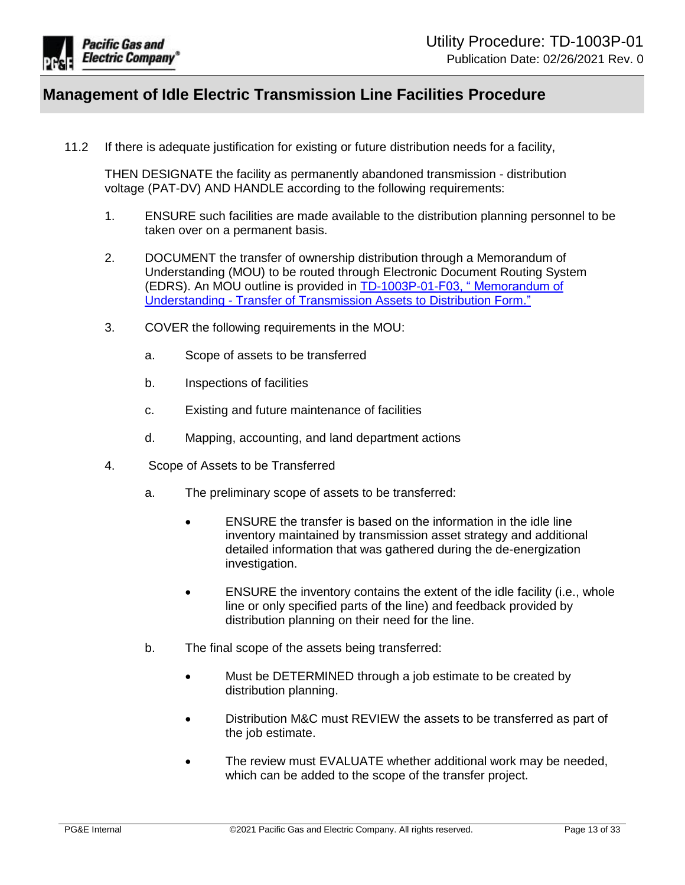11.2 If there is adequate justification for existing or future distribution needs for a facility,

THEN DESIGNATE the facility as permanently abandoned transmission - distribution voltage (PAT-DV) AND HANDLE according to the following requirements:

1. ENSURE such facilities are made available to the distribution planning personnel to be taken over on a permanent basis.

2. DOCUMENT the transfer of ownership distribution through a Memorandum of Understanding (MOU) to be routed through Electronic Document Routing System (EDRS). An MOU outline is provided in TD-1003P-01-F03, " Memorandum of Understanding - Transfer of Transmission Assets to Distribution Form."

3. COVER the following requirements in the MOU:

   a. Scope of assets to be transferred

   b. Inspections of facilities

   c. Existing and future maintenance of facilities

   d. Mapping, accounting, and land department actions

4. Scope of Assets to be Transferred

   a. The preliminary scope of assets to be transferred:

      - ENSURE the transfer is based on the information in the idle line inventory maintained by transmission asset strategy and additional detailed information that was gathered during the de-energization investigation.

      - ENSURE the inventory contains the extent of the idle facility (i.e., whole line or only specified parts of the line) and feedback provided by distribution planning on their need for the line.

   b. The final scope of the assets being transferred:

      - Must be DETERMINED through a job estimate to be created by distribution planning.

      - Distribution M&C must REVIEW the assets to be transferred as part of the job estimate.

      - The review must EVALUATE whether additional work may be needed, which can be added to the scope of the transfer project.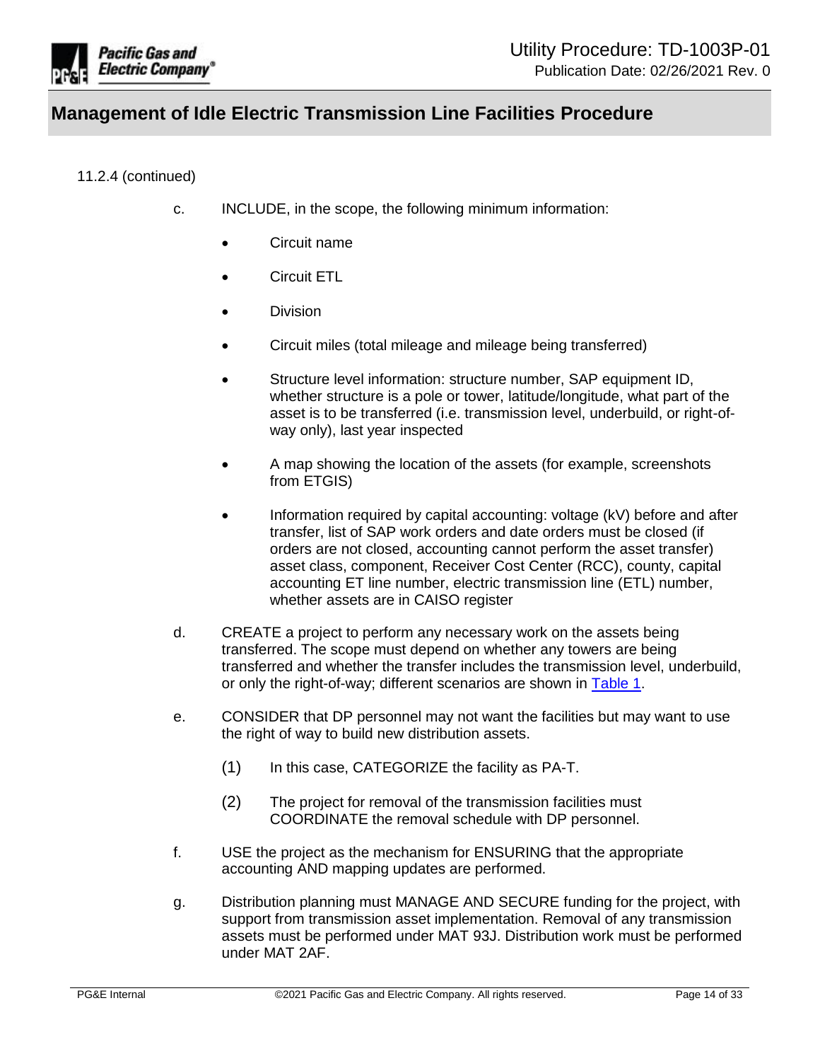11.2.4 (continued)

c. INCLUDE, in the scope, the following minimum information:

- Circuit name
- Circuit ETL
- Division
- Circuit miles (total mileage and mileage being transferred)
- Structure level information: structure number, SAP equipment ID, whether structure is a pole or tower, latitude/longitude, what part of the asset is to be transferred (i.e. transmission level, underbuild, or right-of-way only), last year inspected
- A map showing the location of the assets (for example, screenshots from ETGIS)
- Information required by capital accounting: voltage (kV) before and after transfer, list of SAP work orders and date orders must be closed (if orders are not closed, accounting cannot perform the asset transfer) asset class, component, Receiver Cost Center (RCC), county, capital accounting ET line number, electric transmission line (ETL) number, whether assets are in CAISO register

d. CREATE a project to perform any necessary work on the assets being transferred. The scope must depend on whether any towers are being transferred and whether the transfer includes the transmission level, underbuild, or only the right-of-way; different scenarios are shown in Table 1.

e. CONSIDER that DP personnel may not want the facilities but may want to use the right of way to build new distribution assets.

(1) In this case, CATEGORIZE the facility as PA-T.

(2) The project for removal of the transmission facilities must COORDINATE the removal schedule with DP personnel.

f. USE the project as the mechanism for ENSURING that the appropriate accounting AND mapping updates are performed.

g. Distribution planning must MANAGE AND SECURE funding for the project, with support from transmission asset implementation. Removal of any transmission assets must be performed under MAT 93J. Distribution work must be performed under MAT 2AF.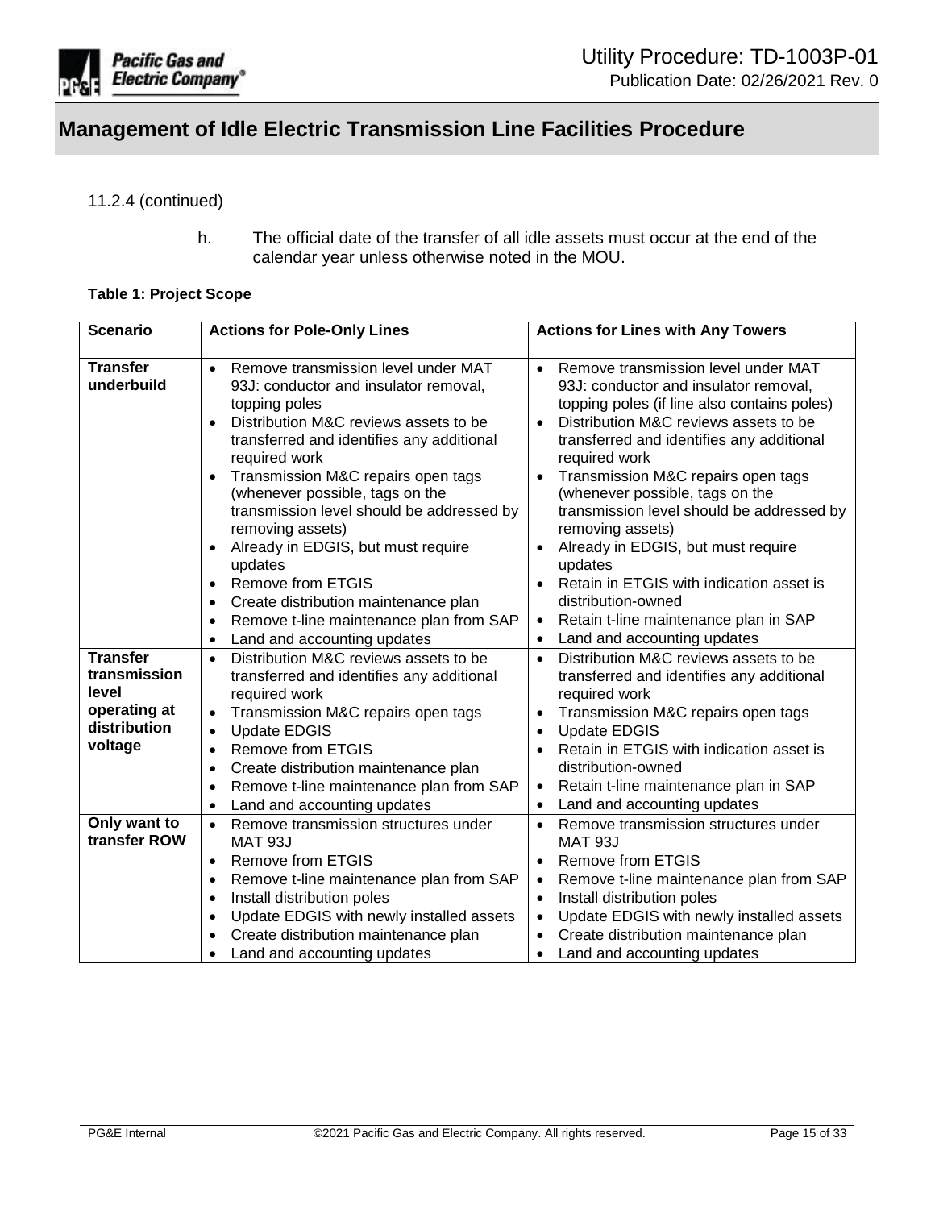11.2.4 (continued)

h. The official date of the transfer of all idle assets must occur at the end of the calendar year unless otherwise noted in the MOU.

**Table 1: Project Scope**

| Scenario | Actions for Pole-Only Lines | Actions for Lines with Any Towers |
|---|---|---|
| **Transfer underbuild** | • Remove transmission level under MAT 93J: conductor and insulator removal, topping poles<br>• Distribution M&C reviews assets to be transferred and identifies any additional required work<br>• Transmission M&C repairs open tags (whenever possible, tags on the transmission level should be addressed by removing assets)<br>• Already in EDGIS, but must require updates<br>• Remove from ETGIS<br>• Create distribution maintenance plan<br>• Remove t-line maintenance plan from SAP<br>• Land and accounting updates | • Remove transmission level under MAT 93J: conductor and insulator removal, topping poles (if line also contains poles)<br>• Distribution M&C reviews assets to be transferred and identifies any additional required work<br>• Transmission M&C repairs open tags (whenever possible, tags on the transmission level should be addressed by removing assets)<br>• Already in EDGIS, but must require updates<br>• Retain in ETGIS with indication asset is distribution-owned<br>• Retain t-line maintenance plan in SAP<br>• Land and accounting updates |
| **Transfer transmission level operating at distribution voltage** | • Distribution M&C reviews assets to be transferred and identifies any additional required work<br>• Transmission M&C repairs open tags<br>• Update EDGIS<br>• Remove from ETGIS<br>• Create distribution maintenance plan<br>• Remove t-line maintenance plan from SAP<br>• Land and accounting updates | • Distribution M&C reviews assets to be transferred and identifies any additional required work<br>• Transmission M&C repairs open tags<br>• Update EDGIS<br>• Retain in ETGIS with indication asset is distribution-owned<br>• Retain t-line maintenance plan in SAP<br>• Land and accounting updates |
| **Only want to transfer ROW** | • Remove transmission structures under MAT 93J<br>• Remove from ETGIS<br>• Remove t-line maintenance plan from SAP<br>• Install distribution poles<br>• Update EDGIS with newly installed assets<br>• Create distribution maintenance plan<br>• Land and accounting updates | • Remove transmission structures under MAT 93J<br>• Remove from ETGIS<br>• Remove t-line maintenance plan from SAP<br>• Install distribution poles<br>• Update EDGIS with newly installed assets<br>• Create distribution maintenance plan<br>• Land and accounting updates |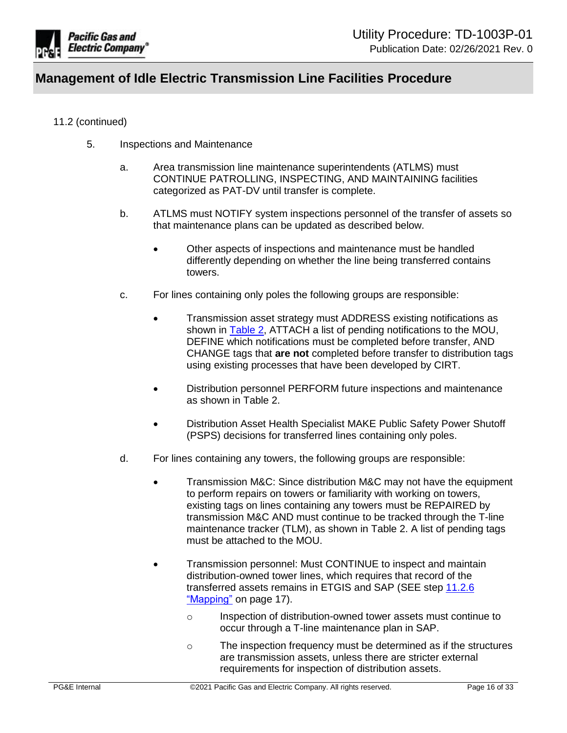11.2 (continued)

5. Inspections and Maintenance

   a. Area transmission line maintenance superintendents (ATLMS) must CONTINUE PATROLLING, INSPECTING, AND MAINTAINING facilities categorized as PAT-DV until transfer is complete.

   b. ATLMS must NOTIFY system inspections personnel of the transfer of assets so that maintenance plans can be updated as described below.

      - Other aspects of inspections and maintenance must be handled differently depending on whether the line being transferred contains towers.

   c. For lines containing only poles the following groups are responsible:

      - Transmission asset strategy must ADDRESS existing notifications as shown in Table 2, ATTACH a list of pending notifications to the MOU, DEFINE which notifications must be completed before transfer, AND CHANGE tags that **are not** completed before transfer to distribution tags using existing processes that have been developed by CIRT.

      - Distribution personnel PERFORM future inspections and maintenance as shown in Table 2.

      - Distribution Asset Health Specialist MAKE Public Safety Power Shutoff (PSPS) decisions for transferred lines containing only poles.

   d. For lines containing any towers, the following groups are responsible:

      - Transmission M&C: Since distribution M&C may not have the equipment to perform repairs on towers or familiarity with working on towers, existing tags on lines containing any towers must be REPAIRED by transmission M&C AND must continue to be tracked through the T-line maintenance tracker (TLM), as shown in Table 2. A list of pending tags must be attached to the MOU.

      - Transmission personnel: Must CONTINUE to inspect and maintain distribution-owned tower lines, which requires that record of the transferred assets remains in ETGIS and SAP (SEE step 11.2.6 "Mapping" on page 17).

        - Inspection of distribution-owned tower assets must continue to occur through a T-line maintenance plan in SAP.

        - The inspection frequency must be determined as if the structures are transmission assets, unless there are stricter external requirements for inspection of distribution assets.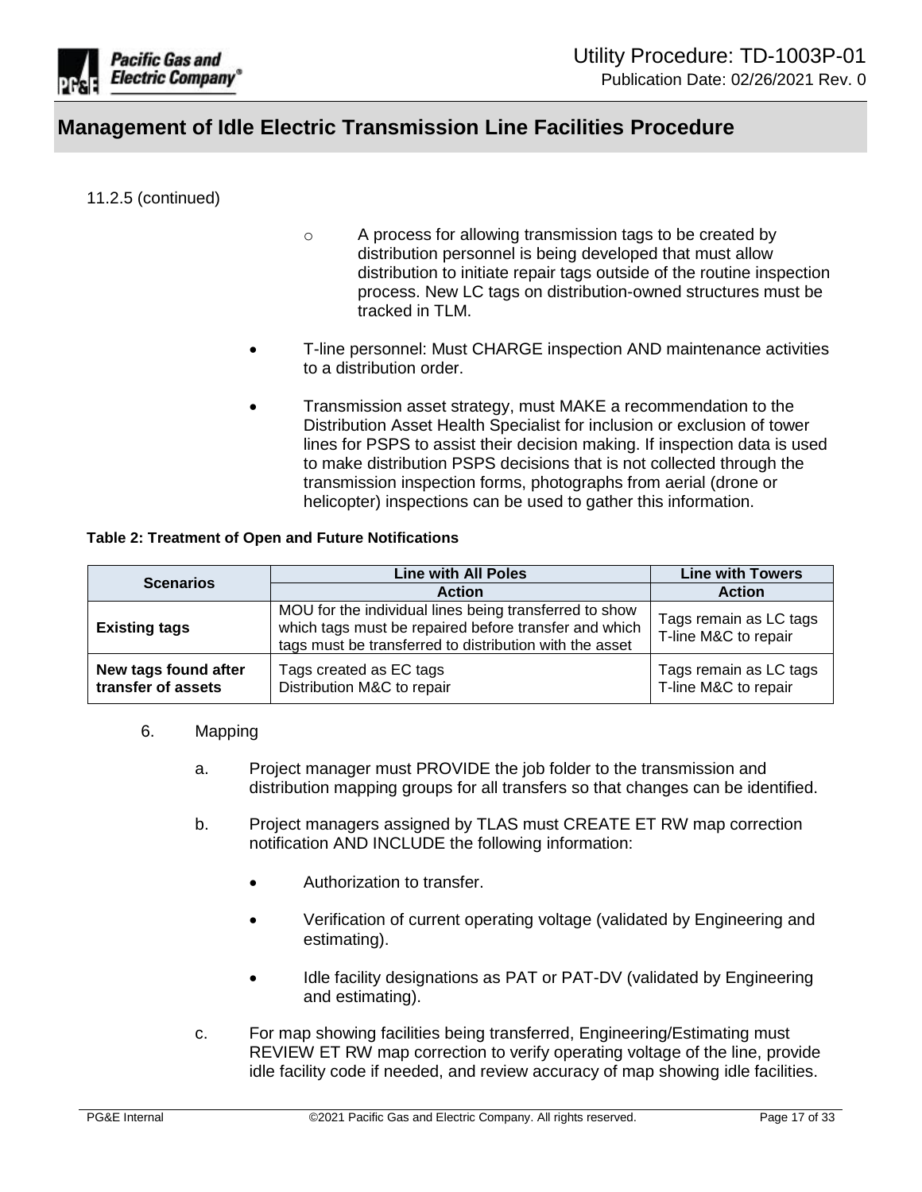11.2.5 (continued)

  - A process for allowing transmission tags to be created by distribution personnel is being developed that must allow distribution to initiate repair tags outside of the routine inspection process. New LC tags on distribution-owned structures must be tracked in TLM.

- T-line personnel: Must CHARGE inspection AND maintenance activities to a distribution order.

- Transmission asset strategy, must MAKE a recommendation to the Distribution Asset Health Specialist for inclusion or exclusion of tower lines for PSPS to assist their decision making. If inspection data is used to make distribution PSPS decisions that is not collected through the transmission inspection forms, photographs from aerial (drone or helicopter) inspections can be used to gather this information.

**Table 2: Treatment of Open and Future Notifications**

| Scenarios | Line with All Poles | Line with Towers |
|---|---|---|
| | **Action** | **Action** |
| **Existing tags** | MOU for the individual lines being transferred to show which tags must be repaired before transfer and which tags must be transferred to distribution with the asset | Tags remain as LC tags T-line M&C to repair |
| **New tags found after transfer of assets** | Tags created as EC tags Distribution M&C to repair | Tags remain as LC tags T-line M&C to repair |

6. Mapping

   a. Project manager must PROVIDE the job folder to the transmission and distribution mapping groups for all transfers so that changes can be identified.

   b. Project managers assigned by TLAS must CREATE ET RW map correction notification AND INCLUDE the following information:

      - Authorization to transfer.
      - Verification of current operating voltage (validated by Engineering and estimating).
      - Idle facility designations as PAT or PAT-DV (validated by Engineering and estimating).

   c. For map showing facilities being transferred, Engineering/Estimating must REVIEW ET RW map correction to verify operating voltage of the line, provide idle facility code if needed, and review accuracy of map showing idle facilities.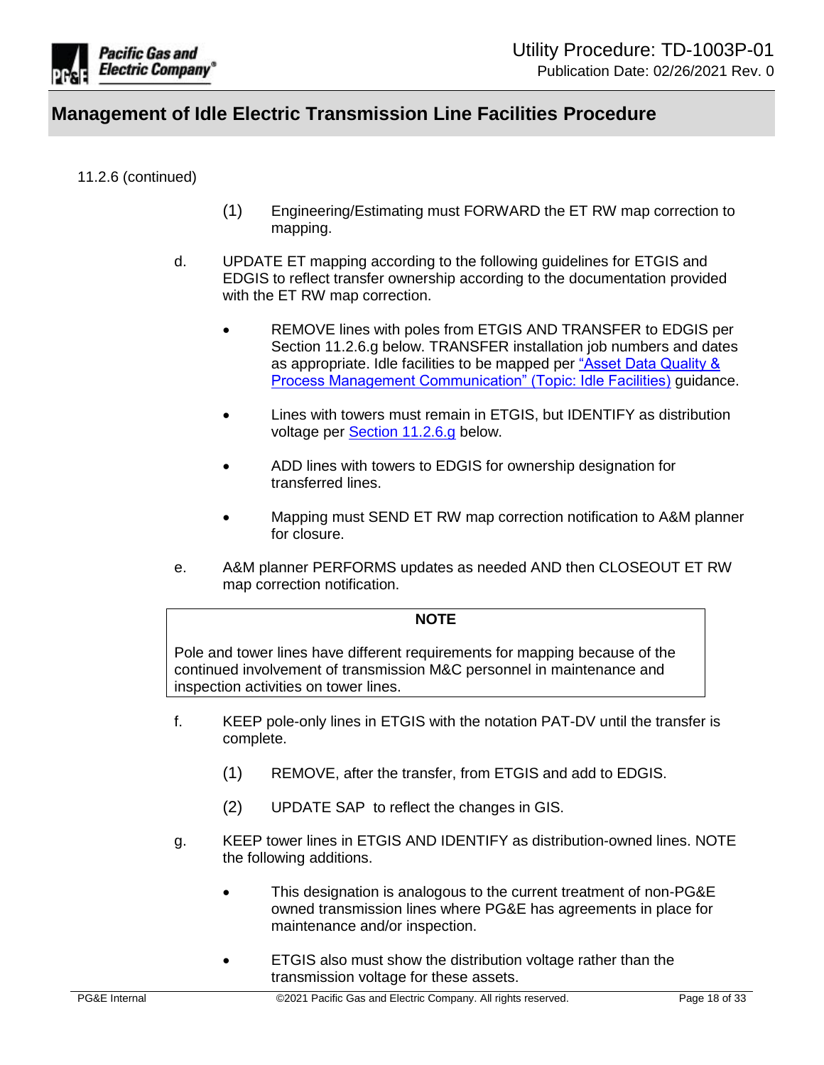# Management of Idle Electric Transmission Line Facilities Procedure

11.2.6 (continued)

(1) Engineering/Estimating must FORWARD the ET RW map correction to mapping.

d. UPDATE ET mapping according to the following guidelines for ETGIS and EDGIS to reflect transfer ownership according to the documentation provided with the ET RW map correction.

- REMOVE lines with poles from ETGIS AND TRANSFER to EDGIS per Section 11.2.6.g below. TRANSFER installation job numbers and dates as appropriate. Idle facilities to be mapped per "Asset Data Quality & Process Management Communication" (Topic: Idle Facilities) guidance.
- Lines with towers must remain in ETGIS, but IDENTIFY as distribution voltage per Section 11.2.6.g below.
- ADD lines with towers to EDGIS for ownership designation for transferred lines.
- Mapping must SEND ET RW map correction notification to A&M planner for closure.

e. A&M planner PERFORMS updates as needed AND then CLOSEOUT ET RW map correction notification.

> **NOTE**
>
> Pole and tower lines have different requirements for mapping because of the continued involvement of transmission M&C personnel in maintenance and inspection activities on tower lines.

f. KEEP pole-only lines in ETGIS with the notation PAT-DV until the transfer is complete.

(1) REMOVE, after the transfer, from ETGIS and add to EDGIS.

(2) UPDATE SAP to reflect the changes in GIS.

g. KEEP tower lines in ETGIS AND IDENTIFY as distribution-owned lines. NOTE the following additions.

- This designation is analogous to the current treatment of non-PG&E owned transmission lines where PG&E has agreements in place for maintenance and/or inspection.
- ETGIS also must show the distribution voltage rather than the transmission voltage for these assets.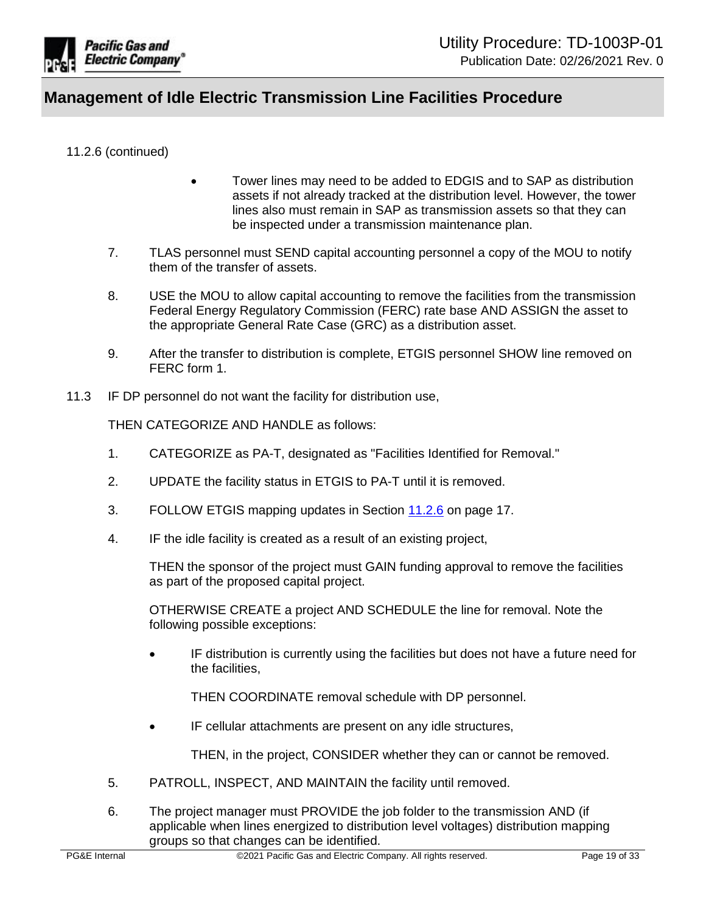11.2.6 (continued)

- Tower lines may need to be added to EDGIS and to SAP as distribution assets if not already tracked at the distribution level. However, the tower lines also must remain in SAP as transmission assets so that they can be inspected under a transmission maintenance plan.

7. TLAS personnel must SEND capital accounting personnel a copy of the MOU to notify them of the transfer of assets.

8. USE the MOU to allow capital accounting to remove the facilities from the transmission Federal Energy Regulatory Commission (FERC) rate base AND ASSIGN the asset to the appropriate General Rate Case (GRC) as a distribution asset.

9. After the transfer to distribution is complete, ETGIS personnel SHOW line removed on FERC form 1.

11.3 IF DP personnel do not want the facility for distribution use,

THEN CATEGORIZE AND HANDLE as follows:

1. CATEGORIZE as PA-T, designated as "Facilities Identified for Removal."

2. UPDATE the facility status in ETGIS to PA-T until it is removed.

3. FOLLOW ETGIS mapping updates in Section 11.2.6 on page 17.

4. IF the idle facility is created as a result of an existing project,

   THEN the sponsor of the project must GAIN funding approval to remove the facilities as part of the proposed capital project.

   OTHERWISE CREATE a project AND SCHEDULE the line for removal. Note the following possible exceptions:

   - IF distribution is currently using the facilities but does not have a future need for the facilities,

     THEN COORDINATE removal schedule with DP personnel.

   - IF cellular attachments are present on any idle structures,

     THEN, in the project, CONSIDER whether they can or cannot be removed.

5. PATROLL, INSPECT, AND MAINTAIN the facility until removed.

6. The project manager must PROVIDE the job folder to the transmission AND (if applicable when lines energized to distribution level voltages) distribution mapping groups so that changes can be identified.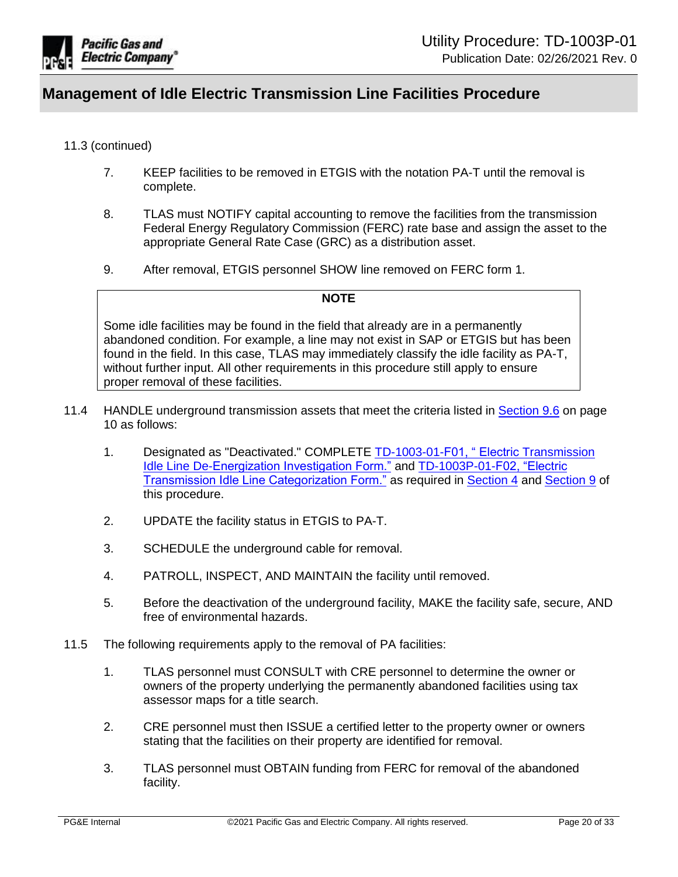11.3 (continued)

7. KEEP facilities to be removed in ETGIS with the notation PA-T until the removal is complete.

8. TLAS must NOTIFY capital accounting to remove the facilities from the transmission Federal Energy Regulatory Commission (FERC) rate base and assign the asset to the appropriate General Rate Case (GRC) as a distribution asset.

9. After removal, ETGIS personnel SHOW line removed on FERC form 1.

> **NOTE**
>
> Some idle facilities may be found in the field that already are in a permanently abandoned condition. For example, a line may not exist in SAP or ETGIS but has been found in the field. In this case, TLAS may immediately classify the idle facility as PA-T, without further input. All other requirements in this procedure still apply to ensure proper removal of these facilities.

11.4 HANDLE underground transmission assets that meet the criteria listed in Section 9.6 on page 10 as follows:

1. Designated as "Deactivated." COMPLETE TD-1003-01-F01, " Electric Transmission Idle Line De-Energization Investigation Form." and TD-1003P-01-F02, "Electric Transmission Idle Line Categorization Form." as required in Section 4 and Section 9 of this procedure.

2. UPDATE the facility status in ETGIS to PA-T.

3. SCHEDULE the underground cable for removal.

4. PATROLL, INSPECT, AND MAINTAIN the facility until removed.

5. Before the deactivation of the underground facility, MAKE the facility safe, secure, AND free of environmental hazards.

11.5 The following requirements apply to the removal of PA facilities:

1. TLAS personnel must CONSULT with CRE personnel to determine the owner or owners of the property underlying the permanently abandoned facilities using tax assessor maps for a title search.

2. CRE personnel must then ISSUE a certified letter to the property owner or owners stating that the facilities on their property are identified for removal.

3. TLAS personnel must OBTAIN funding from FERC for removal of the abandoned facility.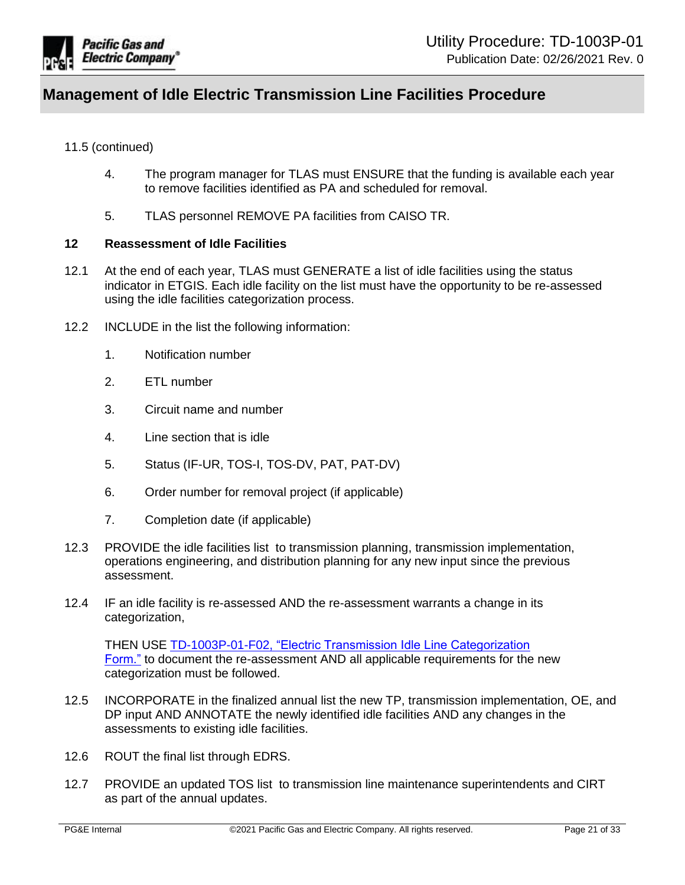11.5 (continued)

4. The program manager for TLAS must ENSURE that the funding is available each year to remove facilities identified as PA and scheduled for removal.

5. TLAS personnel REMOVE PA facilities from CAISO TR.

## 12 Reassessment of Idle Facilities

12.1 At the end of each year, TLAS must GENERATE a list of idle facilities using the status indicator in ETGIS. Each idle facility on the list must have the opportunity to be re-assessed using the idle facilities categorization process.

12.2 INCLUDE in the list the following information:

1. Notification number
2. ETL number
3. Circuit name and number
4. Line section that is idle
5. Status (IF-UR, TOS-I, TOS-DV, PAT, PAT-DV)
6. Order number for removal project (if applicable)
7. Completion date (if applicable)

12.3 PROVIDE the idle facilities list to transmission planning, transmission implementation, operations engineering, and distribution planning for any new input since the previous assessment.

12.4 IF an idle facility is re-assessed AND the re-assessment warrants a change in its categorization,

THEN USE TD-1003P-01-F02, "Electric Transmission Idle Line Categorization Form." to document the re-assessment AND all applicable requirements for the new categorization must be followed.

12.5 INCORPORATE in the finalized annual list the new TP, transmission implementation, OE, and DP input AND ANNOTATE the newly identified idle facilities AND any changes in the assessments to existing idle facilities.

12.6 ROUT the final list through EDRS.

12.7 PROVIDE an updated TOS list to transmission line maintenance superintendents and CIRT as part of the annual updates.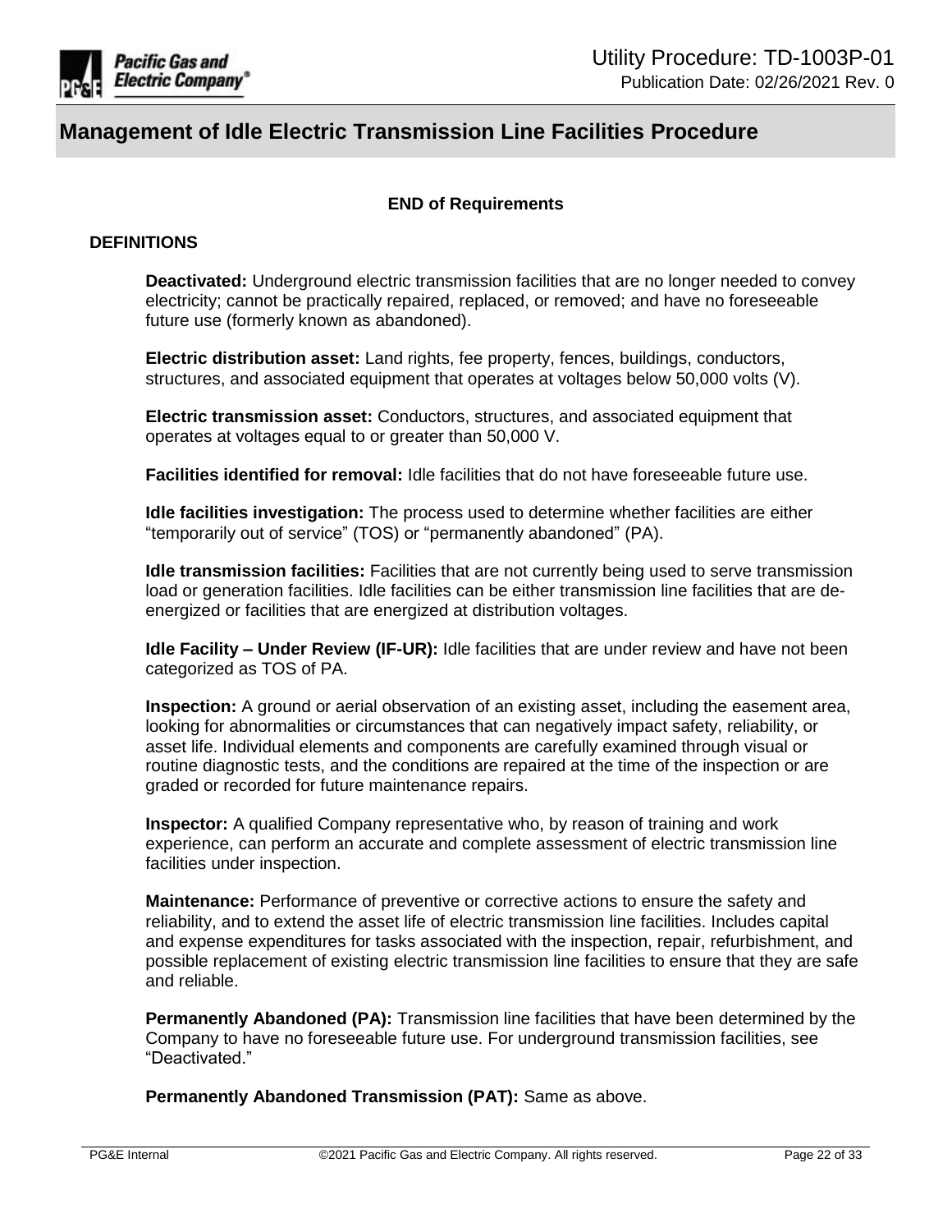**END of Requirements**

## DEFINITIONS

**Deactivated:** Underground electric transmission facilities that are no longer needed to convey electricity; cannot be practically repaired, replaced, or removed; and have no foreseeable future use (formerly known as abandoned).

**Electric distribution asset:** Land rights, fee property, fences, buildings, conductors, structures, and associated equipment that operates at voltages below 50,000 volts (V).

**Electric transmission asset:** Conductors, structures, and associated equipment that operates at voltages equal to or greater than 50,000 V.

**Facilities identified for removal:** Idle facilities that do not have foreseeable future use.

**Idle facilities investigation:** The process used to determine whether facilities are either “temporarily out of service” (TOS) or “permanently abandoned” (PA).

**Idle transmission facilities:** Facilities that are not currently being used to serve transmission load or generation facilities. Idle facilities can be either transmission line facilities that are de-energized or facilities that are energized at distribution voltages.

**Idle Facility – Under Review (IF-UR):** Idle facilities that are under review and have not been categorized as TOS of PA.

**Inspection:** A ground or aerial observation of an existing asset, including the easement area, looking for abnormalities or circumstances that can negatively impact safety, reliability, or asset life. Individual elements and components are carefully examined through visual or routine diagnostic tests, and the conditions are repaired at the time of the inspection or are graded or recorded for future maintenance repairs.

**Inspector:** A qualified Company representative who, by reason of training and work experience, can perform an accurate and complete assessment of electric transmission line facilities under inspection.

**Maintenance:** Performance of preventive or corrective actions to ensure the safety and reliability, and to extend the asset life of electric transmission line facilities. Includes capital and expense expenditures for tasks associated with the inspection, repair, refurbishment, and possible replacement of existing electric transmission line facilities to ensure that they are safe and reliable.

**Permanently Abandoned (PA):** Transmission line facilities that have been determined by the Company to have no foreseeable future use. For underground transmission facilities, see “Deactivated.”

**Permanently Abandoned Transmission (PAT):** Same as above.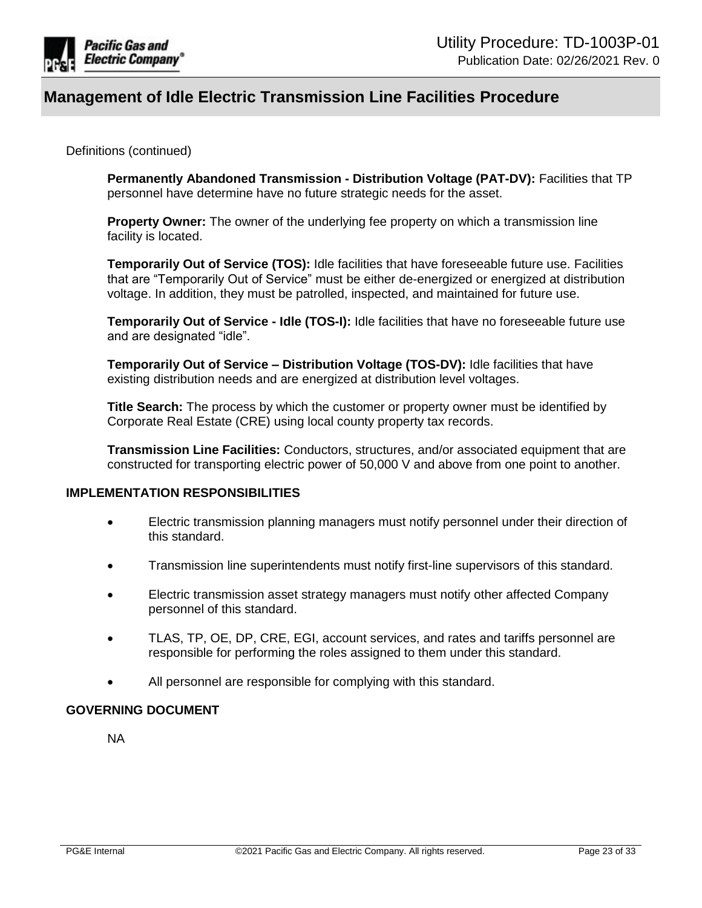Definitions (continued)

**Permanently Abandoned Transmission - Distribution Voltage (PAT-DV):** Facilities that TP personnel have determine have no future strategic needs for the asset.

**Property Owner:** The owner of the underlying fee property on which a transmission line facility is located.

**Temporarily Out of Service (TOS):** Idle facilities that have foreseeable future use. Facilities that are "Temporarily Out of Service" must be either de-energized or energized at distribution voltage. In addition, they must be patrolled, inspected, and maintained for future use.

**Temporarily Out of Service - Idle (TOS-I):** Idle facilities that have no foreseeable future use and are designated "idle".

**Temporarily Out of Service – Distribution Voltage (TOS-DV):** Idle facilities that have existing distribution needs and are energized at distribution level voltages.

**Title Search:** The process by which the customer or property owner must be identified by Corporate Real Estate (CRE) using local county property tax records.

**Transmission Line Facilities:** Conductors, structures, and/or associated equipment that are constructed for transporting electric power of 50,000 V and above from one point to another.

## IMPLEMENTATION RESPONSIBILITIES

- Electric transmission planning managers must notify personnel under their direction of this standard.
- Transmission line superintendents must notify first-line supervisors of this standard.
- Electric transmission asset strategy managers must notify other affected Company personnel of this standard.
- TLAS, TP, OE, DP, CRE, EGI, account services, and rates and tariffs personnel are responsible for performing the roles assigned to them under this standard.
- All personnel are responsible for complying with this standard.

## GOVERNING DOCUMENT

NA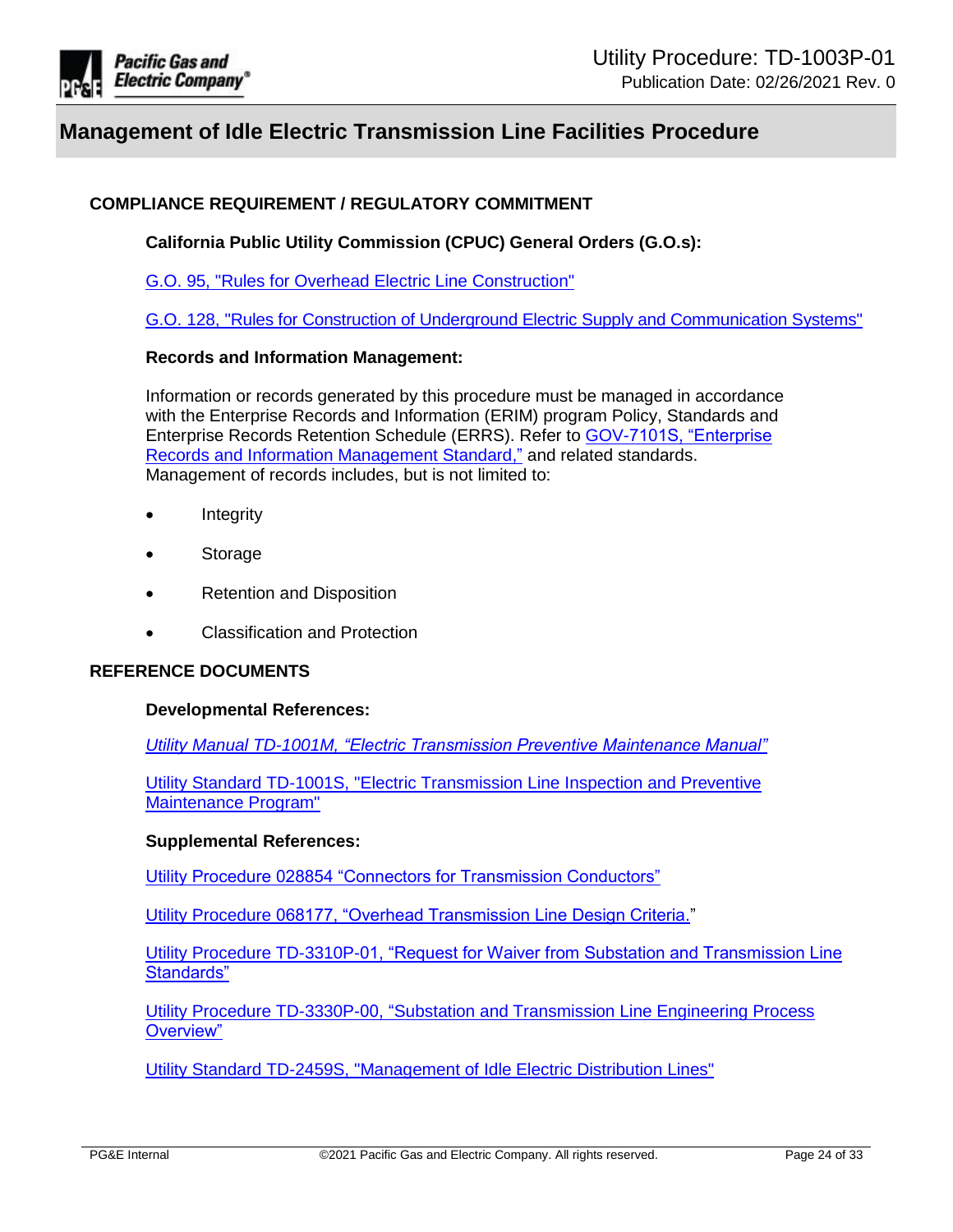## COMPLIANCE REQUIREMENT / REGULATORY COMMITMENT

### California Public Utility Commission (CPUC) General Orders (G.O.s):

G.O. 95, "Rules for Overhead Electric Line Construction"

G.O. 128, "Rules for Construction of Underground Electric Supply and Communication Systems"

### Records and Information Management:

Information or records generated by this procedure must be managed in accordance with the Enterprise Records and Information (ERIM) program Policy, Standards and Enterprise Records Retention Schedule (ERRS). Refer to GOV-7101S, "Enterprise Records and Information Management Standard," and related standards. Management of records includes, but is not limited to:

- Integrity
- Storage
- Retention and Disposition
- Classification and Protection

## REFERENCE DOCUMENTS

### Developmental References:

*Utility Manual TD-1001M, "Electric Transmission Preventive Maintenance Manual"*

Utility Standard TD-1001S, "Electric Transmission Line Inspection and Preventive Maintenance Program"

### Supplemental References:

Utility Procedure 028854 "Connectors for Transmission Conductors"

Utility Procedure 068177, "Overhead Transmission Line Design Criteria."

Utility Procedure TD-3310P-01, "Request for Waiver from Substation and Transmission Line Standards"

Utility Procedure TD-3330P-00, "Substation and Transmission Line Engineering Process Overview"

Utility Standard TD-2459S, "Management of Idle Electric Distribution Lines"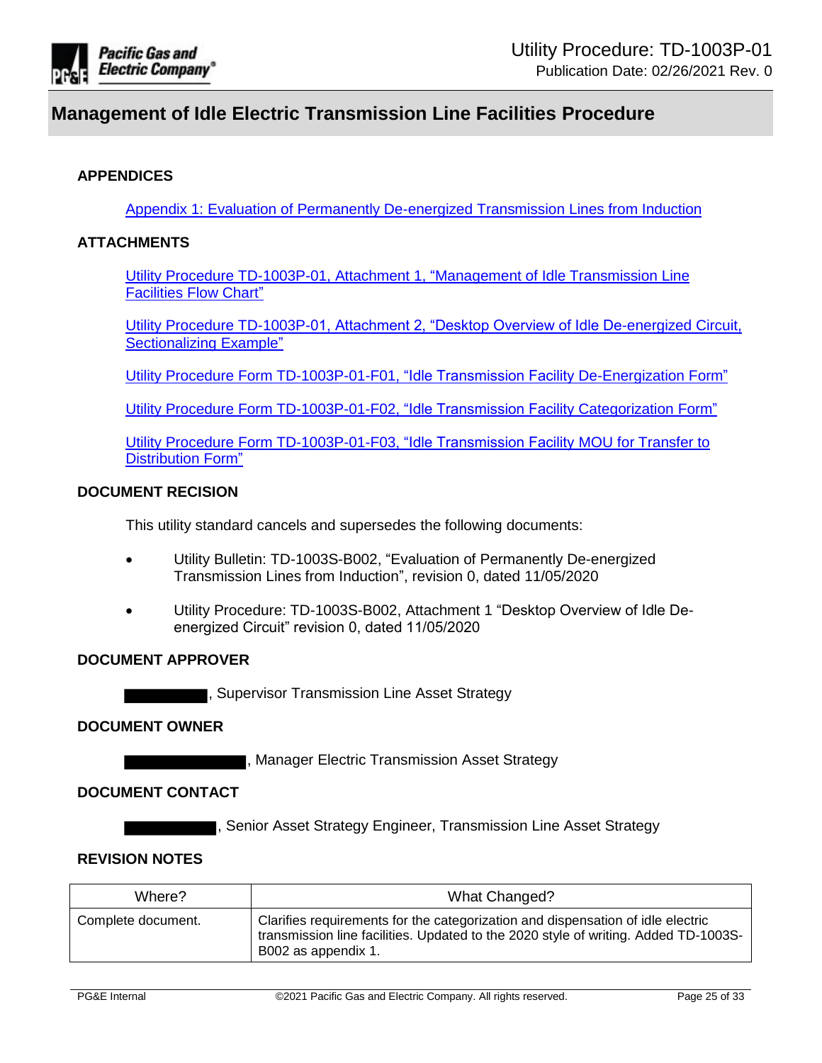# Management of Idle Electric Transmission Line Facilities Procedure

### APPENDICES

[Appendix 1: Evaluation of Permanently De-energized Transmission Lines from Induction]

### ATTACHMENTS

[Utility Procedure TD-1003P-01, Attachment 1, "Management of Idle Transmission Line Facilities Flow Chart"]

[Utility Procedure TD-1003P-01, Attachment 2, "Desktop Overview of Idle De-energized Circuit, Sectionalizing Example"]

[Utility Procedure Form TD-1003P-01-F01, "Idle Transmission Facility De-Energization Form"]

[Utility Procedure Form TD-1003P-01-F02, "Idle Transmission Facility Categorization Form"]

[Utility Procedure Form TD-1003P-01-F03, "Idle Transmission Facility MOU for Transfer to Distribution Form"]

### DOCUMENT RECISION

This utility standard cancels and supersedes the following documents:

- Utility Bulletin: TD-1003S-B002, "Evaluation of Permanently De-energized Transmission Lines from Induction", revision 0, dated 11/05/2020
- Utility Procedure: TD-1003S-B002, Attachment 1 "Desktop Overview of Idle De-energized Circuit" revision 0, dated 11/05/2020

### DOCUMENT APPROVER

████████, Supervisor Transmission Line Asset Strategy

### DOCUMENT OWNER

████████████, Manager Electric Transmission Asset Strategy

### DOCUMENT CONTACT

█████████, Senior Asset Strategy Engineer, Transmission Line Asset Strategy

### REVISION NOTES

| Where? | What Changed? |
|---|---|
| Complete document. | Clarifies requirements for the categorization and dispensation of idle electric transmission line facilities. Updated to the 2020 style of writing. Added TD-1003S-B002 as appendix 1. |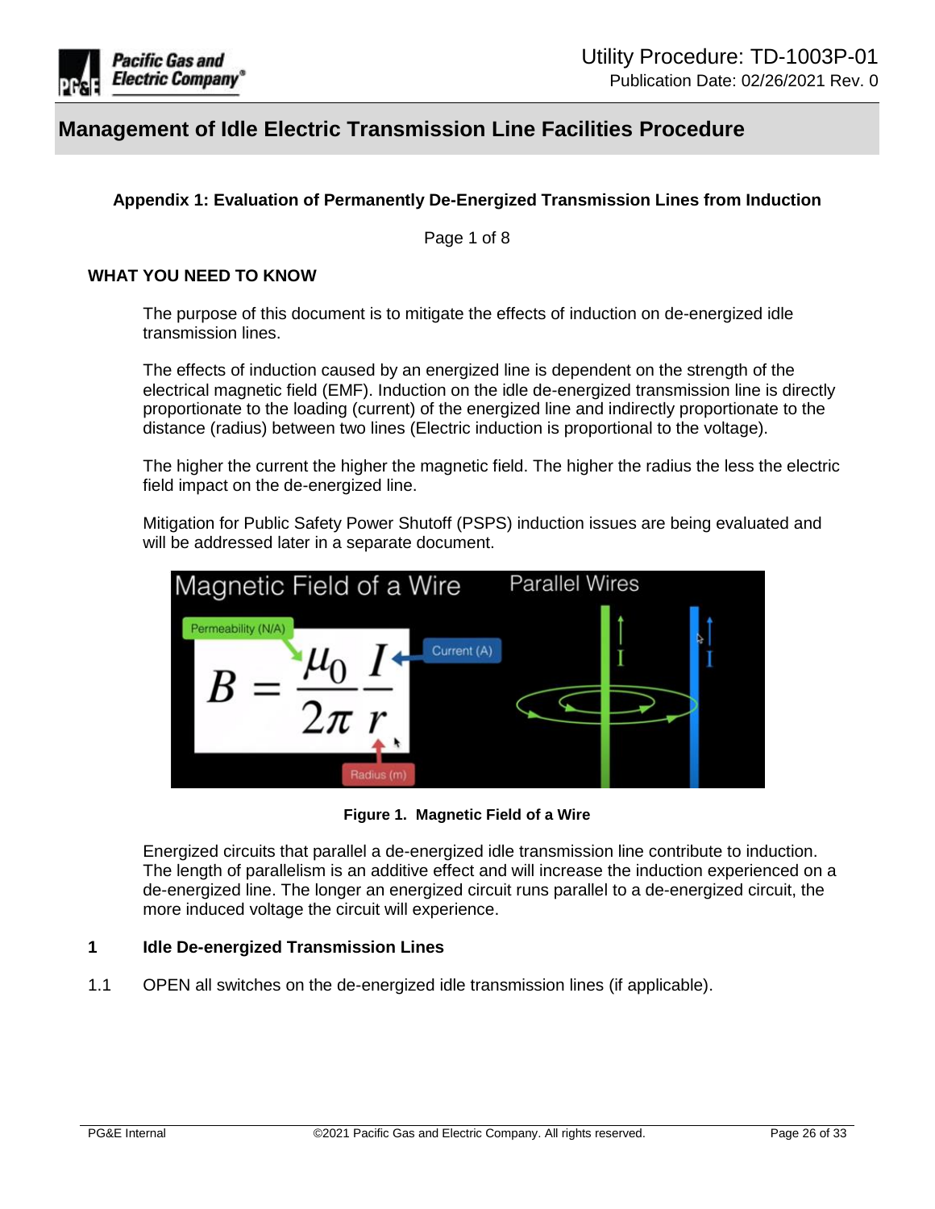## Management of Idle Electric Transmission Line Facilities Procedure

### Appendix 1: Evaluation of Permanently De-Energized Transmission Lines from Induction

Page 1 of 8

**WHAT YOU NEED TO KNOW**

The purpose of this document is to mitigate the effects of induction on de-energized idle transmission lines.

The effects of induction caused by an energized line is dependent on the strength of the electrical magnetic field (EMF). Induction on the idle de-energized transmission line is directly proportionate to the loading (current) of the energized line and indirectly proportionate to the distance (radius) between two lines (Electric induction is proportional to the voltage).

The higher the current the higher the magnetic field. The higher the radius the less the electric field impact on the de-energized line.

Mitigation for Public Safety Power Shutoff (PSPS) induction issues are being evaluated and will be addressed later in a separate document.

Magnetic Field of a Wire — Parallel Wires

$$B = \frac{\mu_0}{2\pi} \frac{I}{r}$$

Permeability (N/A); Current (A); Radius (m)

**Figure 1. Magnetic Field of a Wire**

Energized circuits that parallel a de-energized idle transmission line contribute to induction. The length of parallelism is an additive effect and will increase the induction experienced on a de-energized line. The longer an energized circuit runs parallel to a de-energized circuit, the more induced voltage the circuit will experience.

**1 Idle De-energized Transmission Lines**

1.1 OPEN all switches on the de-energized idle transmission lines (if applicable).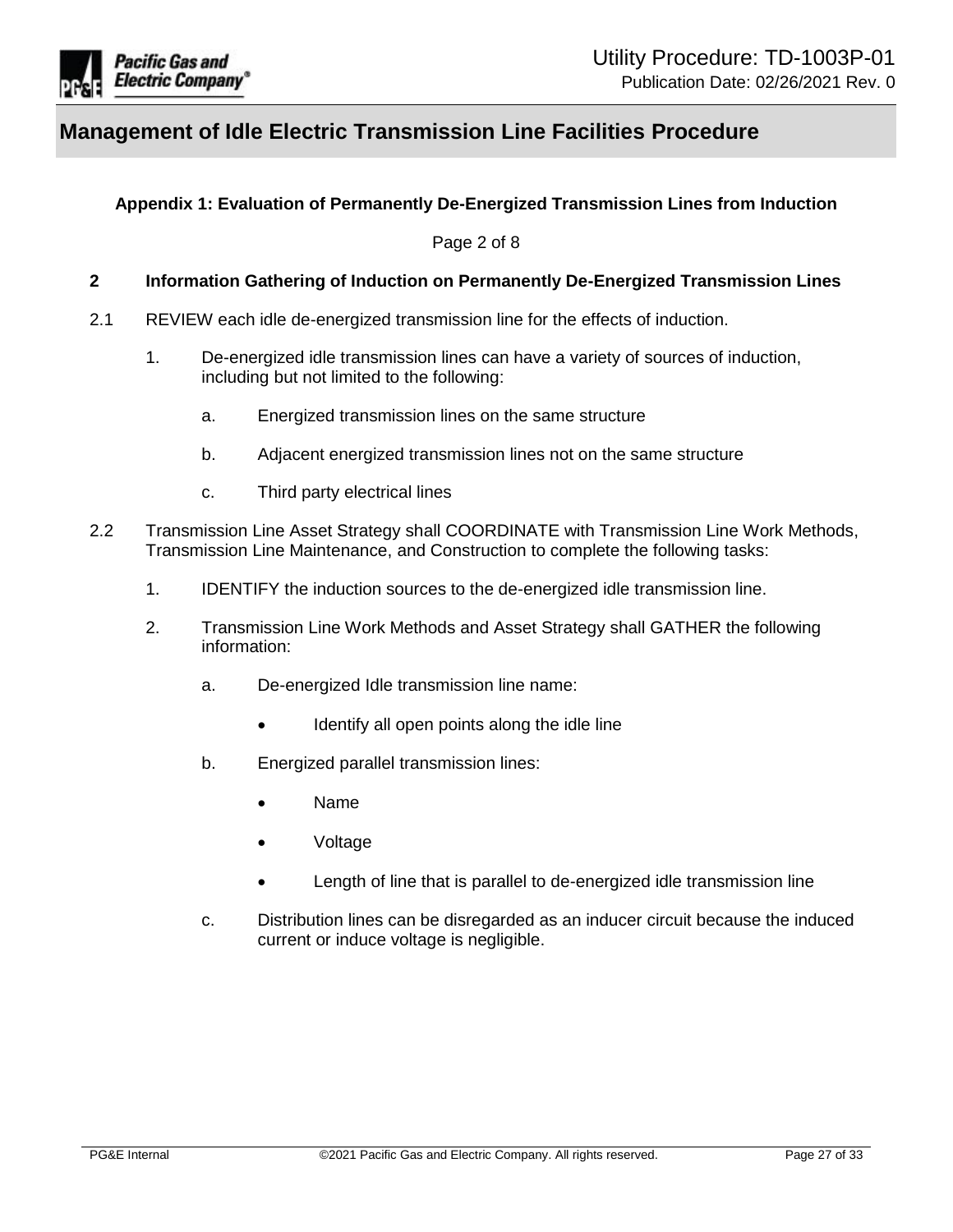## Appendix 1: Evaluation of Permanently De-Energized Transmission Lines from Induction

Page 2 of 8

### 2 Information Gathering of Induction on Permanently De-Energized Transmission Lines

2.1 REVIEW each idle de-energized transmission line for the effects of induction.

1. De-energized idle transmission lines can have a variety of sources of induction, including but not limited to the following:

   a. Energized transmission lines on the same structure

   b. Adjacent energized transmission lines not on the same structure

   c. Third party electrical lines

2.2 Transmission Line Asset Strategy shall COORDINATE with Transmission Line Work Methods, Transmission Line Maintenance, and Construction to complete the following tasks:

1. IDENTIFY the induction sources to the de-energized idle transmission line.

2. Transmission Line Work Methods and Asset Strategy shall GATHER the following information:

   a. De-energized Idle transmission line name:

      - Identify all open points along the idle line

   b. Energized parallel transmission lines:

      - Name
      - Voltage
      - Length of line that is parallel to de-energized idle transmission line

   c. Distribution lines can be disregarded as an inducer circuit because the induced current or induce voltage is negligible.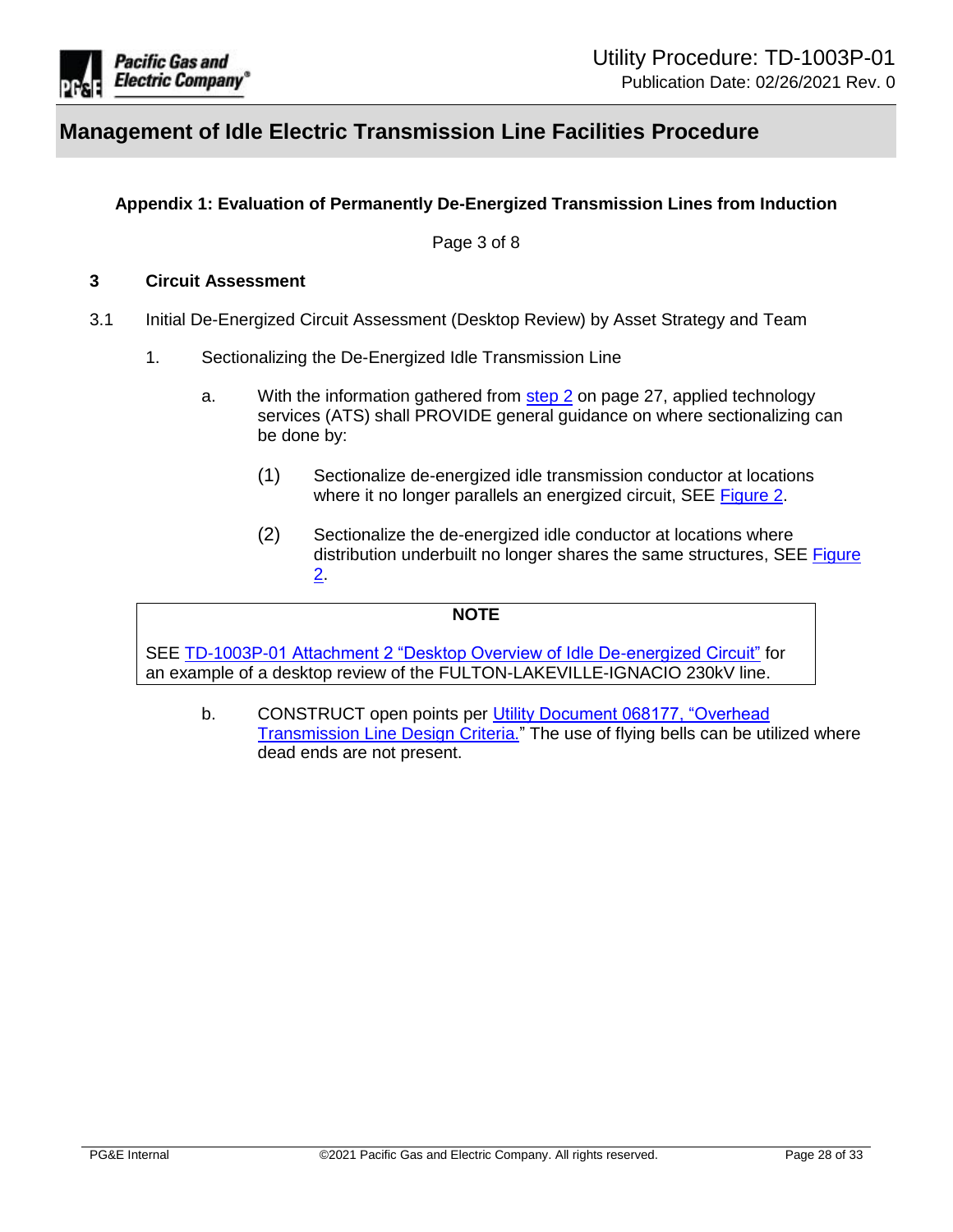**Appendix 1: Evaluation of Permanently De-Energized Transmission Lines from Induction**

Page 3 of 8

## 3 Circuit Assessment

3.1 Initial De-Energized Circuit Assessment (Desktop Review) by Asset Strategy and Team

1. Sectionalizing the De-Energized Idle Transmission Line

   a. With the information gathered from step 2 on page 27, applied technology services (ATS) shall PROVIDE general guidance on where sectionalizing can be done by:

      (1) Sectionalize de-energized idle transmission conductor at locations where it no longer parallels an energized circuit, SEE Figure 2.

      (2) Sectionalize the de-energized idle conductor at locations where distribution underbuilt no longer shares the same structures, SEE Figure 2.

> **NOTE**
>
> SEE TD-1003P-01 Attachment 2 "Desktop Overview of Idle De-energized Circuit" for an example of a desktop review of the FULTON-LAKEVILLE-IGNACIO 230kV line.

   b. CONSTRUCT open points per Utility Document 068177, "Overhead Transmission Line Design Criteria." The use of flying bells can be utilized where dead ends are not present.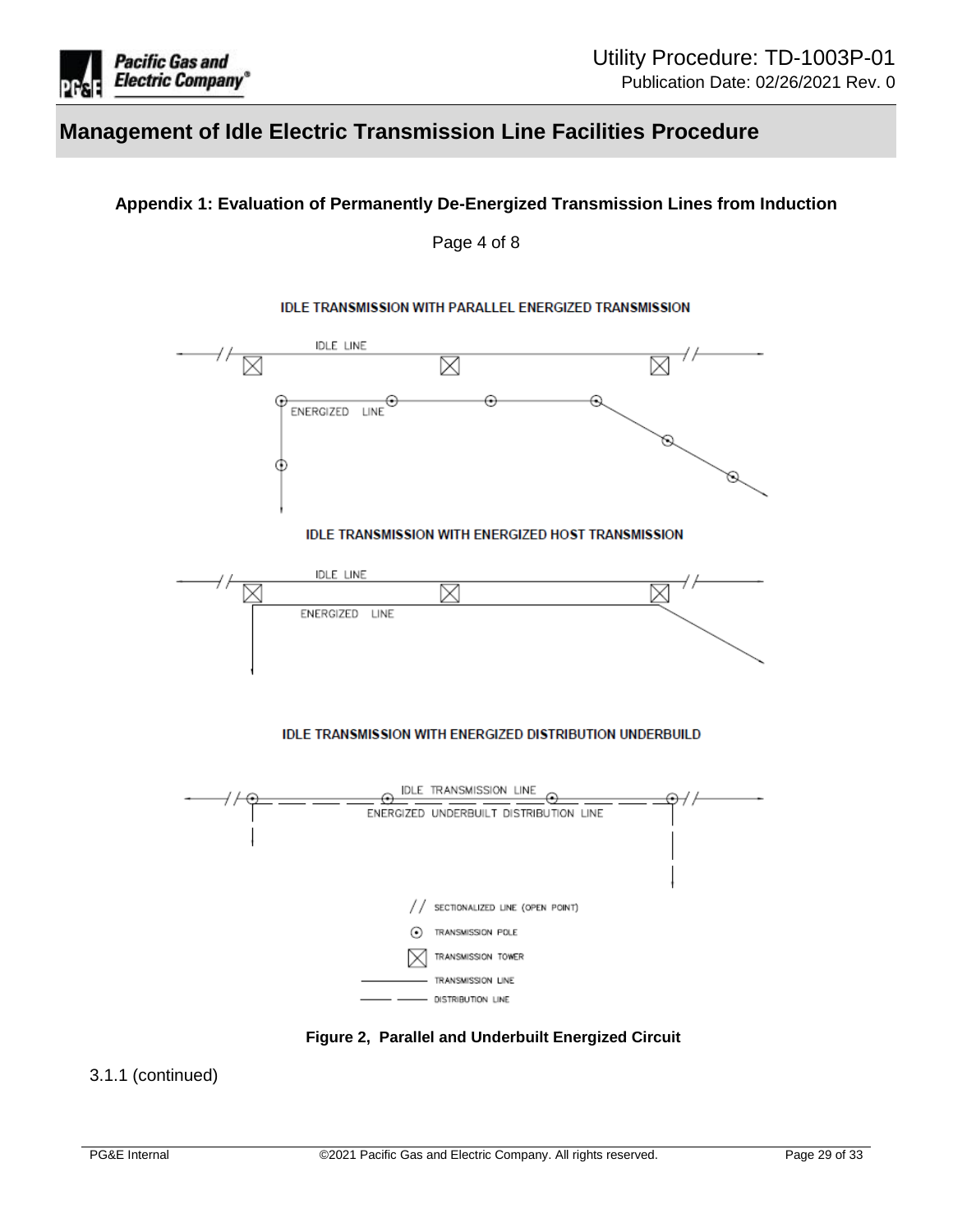**Appendix 1: Evaluation of Permanently De-Energized Transmission Lines from Induction**

Page 4 of 8

IDLE TRANSMISSION WITH PARALLEL ENERGIZED TRANSMISSION

IDLE LINE

ENERGIZED LINE

IDLE TRANSMISSION WITH ENERGIZED HOST TRANSMISSION

IDLE LINE

ENERGIZED LINE

IDLE TRANSMISSION WITH ENERGIZED DISTRIBUTION UNDERBUILD

IDLE TRANSMISSION LINE

ENERGIZED UNDERBUILT DISTRIBUTION LINE

// SECTIONALIZED LINE (OPEN POINT)

TRANSMISSION POLE

TRANSMISSION TOWER

TRANSMISSION LINE

DISTRIBUTION LINE

**Figure 2, Parallel and Underbuilt Energized Circuit**

3.1.1 (continued)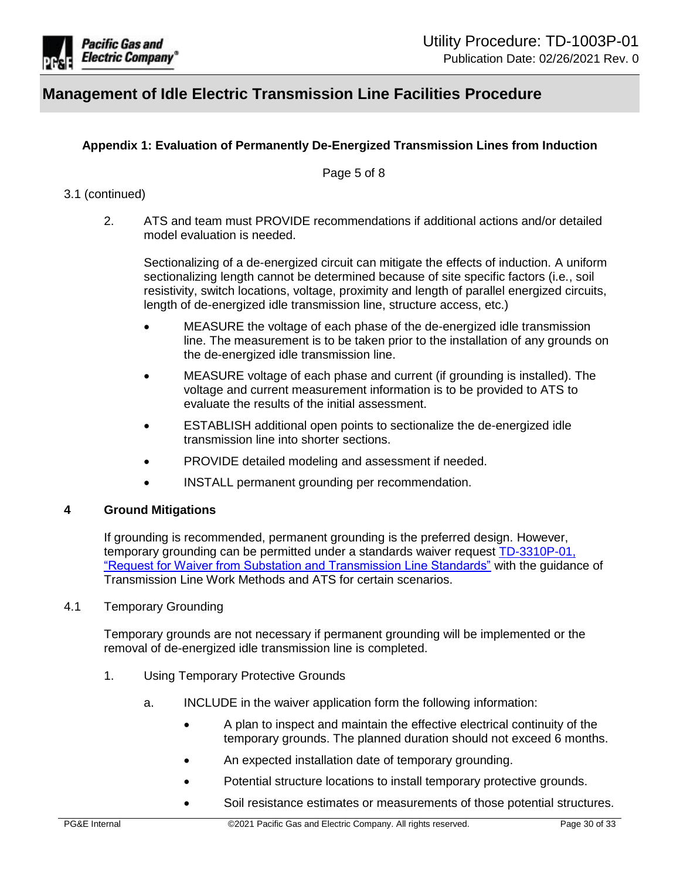**Appendix 1: Evaluation of Permanently De-Energized Transmission Lines from Induction**

Page 5 of 8

3.1 (continued)

2. ATS and team must PROVIDE recommendations if additional actions and/or detailed model evaluation is needed.

   Sectionalizing of a de-energized circuit can mitigate the effects of induction. A uniform sectionalizing length cannot be determined because of site specific factors (i.e., soil resistivity, switch locations, voltage, proximity and length of parallel energized circuits, length of de-energized idle transmission line, structure access, etc.)

   - MEASURE the voltage of each phase of the de-energized idle transmission line. The measurement is to be taken prior to the installation of any grounds on the de-energized idle transmission line.
   - MEASURE voltage of each phase and current (if grounding is installed). The voltage and current measurement information is to be provided to ATS to evaluate the results of the initial assessment.
   - ESTABLISH additional open points to sectionalize the de-energized idle transmission line into shorter sections.
   - PROVIDE detailed modeling and assessment if needed.
   - INSTALL permanent grounding per recommendation.

## 4 Ground Mitigations

If grounding is recommended, permanent grounding is the preferred design. However, temporary grounding can be permitted under a standards waiver request TD-3310P-01, "Request for Waiver from Substation and Transmission Line Standards" with the guidance of Transmission Line Work Methods and ATS for certain scenarios.

### 4.1 Temporary Grounding

Temporary grounds are not necessary if permanent grounding will be implemented or the removal of de-energized idle transmission line is completed.

1. Using Temporary Protective Grounds

   a. INCLUDE in the waiver application form the following information:

      - A plan to inspect and maintain the effective electrical continuity of the temporary grounds. The planned duration should not exceed 6 months.
      - An expected installation date of temporary grounding.
      - Potential structure locations to install temporary protective grounds.
      - Soil resistance estimates or measurements of those potential structures.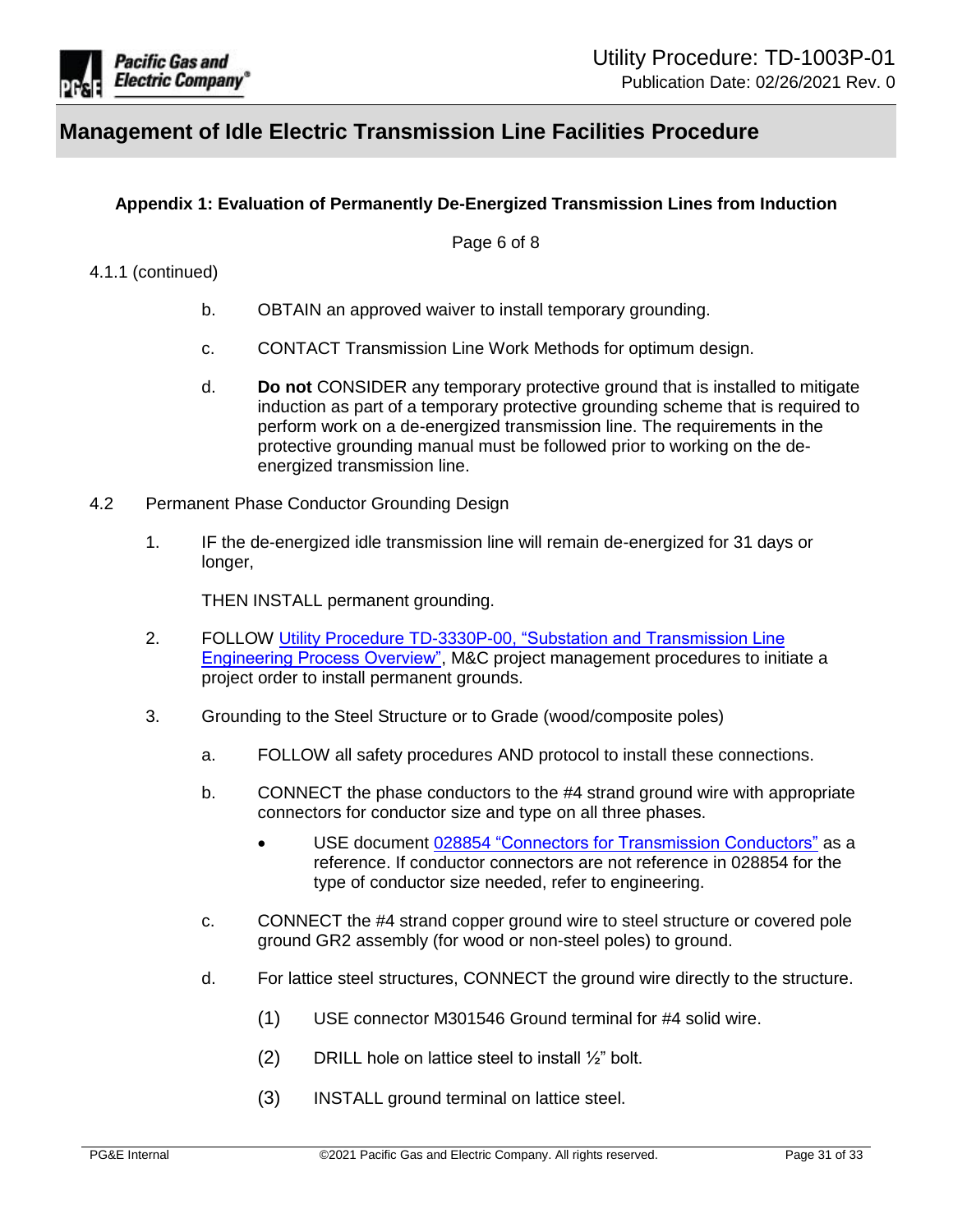**Appendix 1: Evaluation of Permanently De-Energized Transmission Lines from Induction**

Page 6 of 8

4.1.1 (continued)

b. OBTAIN an approved waiver to install temporary grounding.

c. CONTACT Transmission Line Work Methods for optimum design.

d. **Do not** CONSIDER any temporary protective ground that is installed to mitigate induction as part of a temporary protective grounding scheme that is required to perform work on a de-energized transmission line. The requirements in the protective grounding manual must be followed prior to working on the de-energized transmission line.

4.2 Permanent Phase Conductor Grounding Design

1. IF the de-energized idle transmission line will remain de-energized for 31 days or longer,

   THEN INSTALL permanent grounding.

2. FOLLOW Utility Procedure TD-3330P-00, "Substation and Transmission Line Engineering Process Overview", M&C project management procedures to initiate a project order to install permanent grounds.

3. Grounding to the Steel Structure or to Grade (wood/composite poles)

   a. FOLLOW all safety procedures AND protocol to install these connections.

   b. CONNECT the phase conductors to the #4 strand ground wire with appropriate connectors for conductor size and type on all three phases.

      - USE document 028854 "Connectors for Transmission Conductors" as a reference. If conductor connectors are not reference in 028854 for the type of conductor size needed, refer to engineering.

   c. CONNECT the #4 strand copper ground wire to steel structure or covered pole ground GR2 assembly (for wood or non-steel poles) to ground.

   d. For lattice steel structures, CONNECT the ground wire directly to the structure.

      (1) USE connector M301546 Ground terminal for #4 solid wire.

      (2) DRILL hole on lattice steel to install ½" bolt.

      (3) INSTALL ground terminal on lattice steel.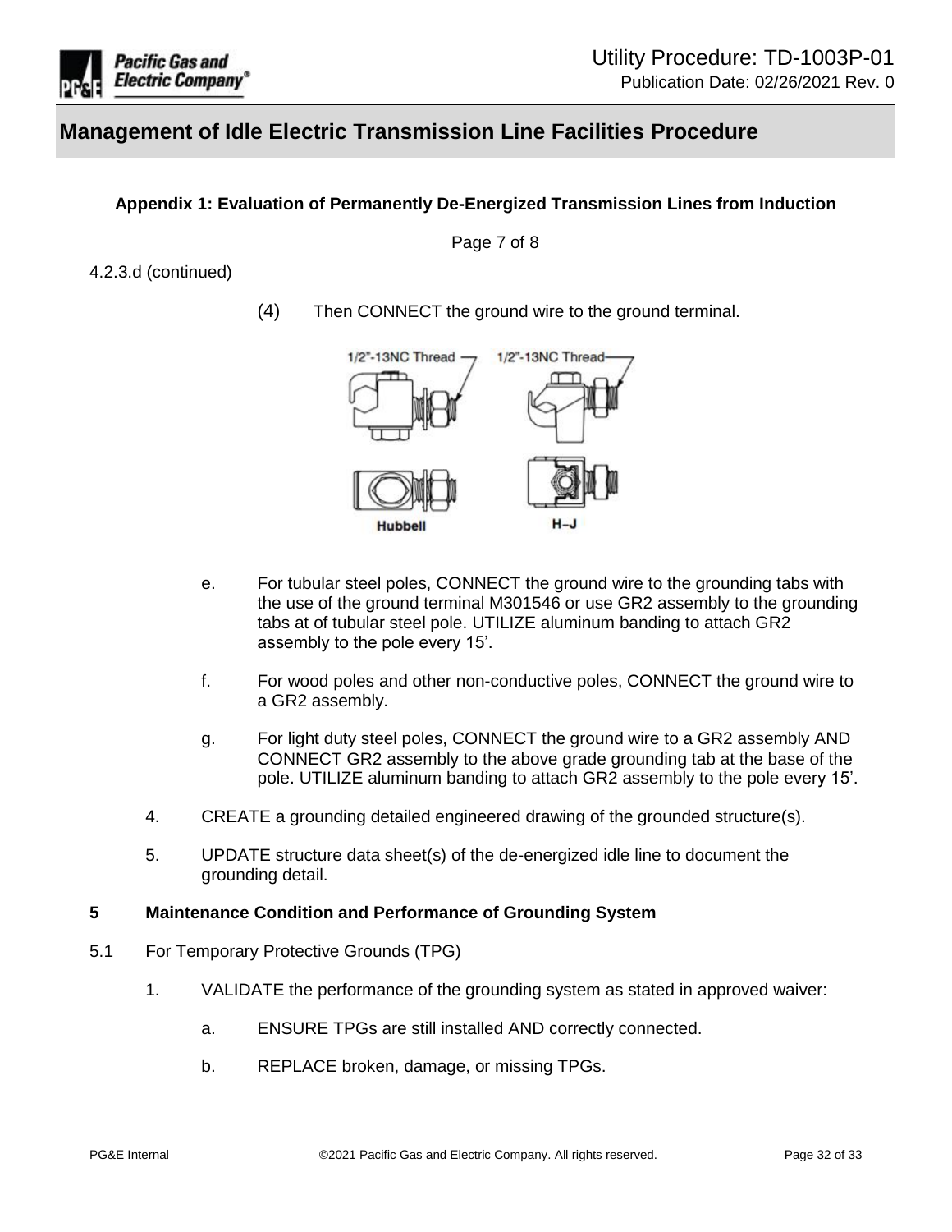**Appendix 1: Evaluation of Permanently De-Energized Transmission Lines from Induction**

Page 7 of 8

4.2.3.d (continued)

(4) Then CONNECT the ground wire to the ground terminal.

1/2"-13NC Thread 1/2"-13NC Thread

Hubbell H–J

e. For tubular steel poles, CONNECT the ground wire to the grounding tabs with the use of the ground terminal M301546 or use GR2 assembly to the grounding tabs at of tubular steel pole. UTILIZE aluminum banding to attach GR2 assembly to the pole every 15'.

f. For wood poles and other non-conductive poles, CONNECT the ground wire to a GR2 assembly.

g. For light duty steel poles, CONNECT the ground wire to a GR2 assembly AND CONNECT GR2 assembly to the above grade grounding tab at the base of the pole. UTILIZE aluminum banding to attach GR2 assembly to the pole every 15'.

4. CREATE a grounding detailed engineered drawing of the grounded structure(s).

5. UPDATE structure data sheet(s) of the de-energized idle line to document the grounding detail.

## 5 Maintenance Condition and Performance of Grounding System

5.1 For Temporary Protective Grounds (TPG)

1. VALIDATE the performance of the grounding system as stated in approved waiver:

   a. ENSURE TPGs are still installed AND correctly connected.

   b. REPLACE broken, damage, or missing TPGs.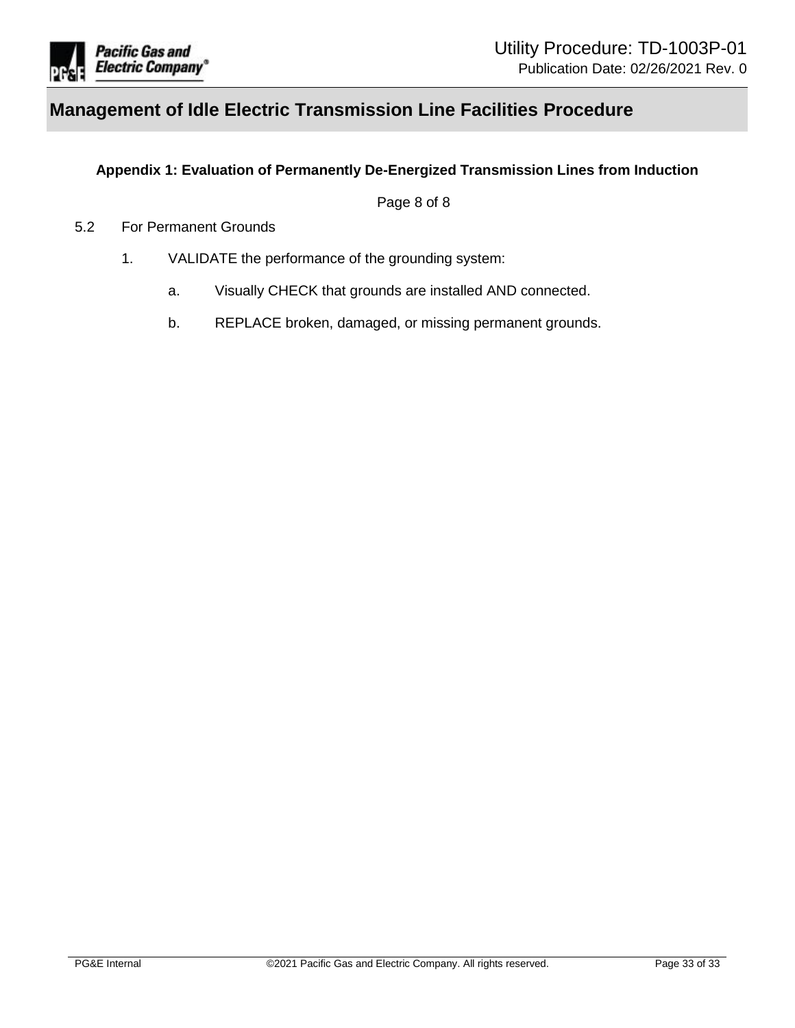**Appendix 1: Evaluation of Permanently De-Energized Transmission Lines from Induction**

Page 8 of 8

5.2 For Permanent Grounds

1. VALIDATE the performance of the grounding system:

   a. Visually CHECK that grounds are installed AND connected.

   b. REPLACE broken, damaged, or missing permanent grounds.